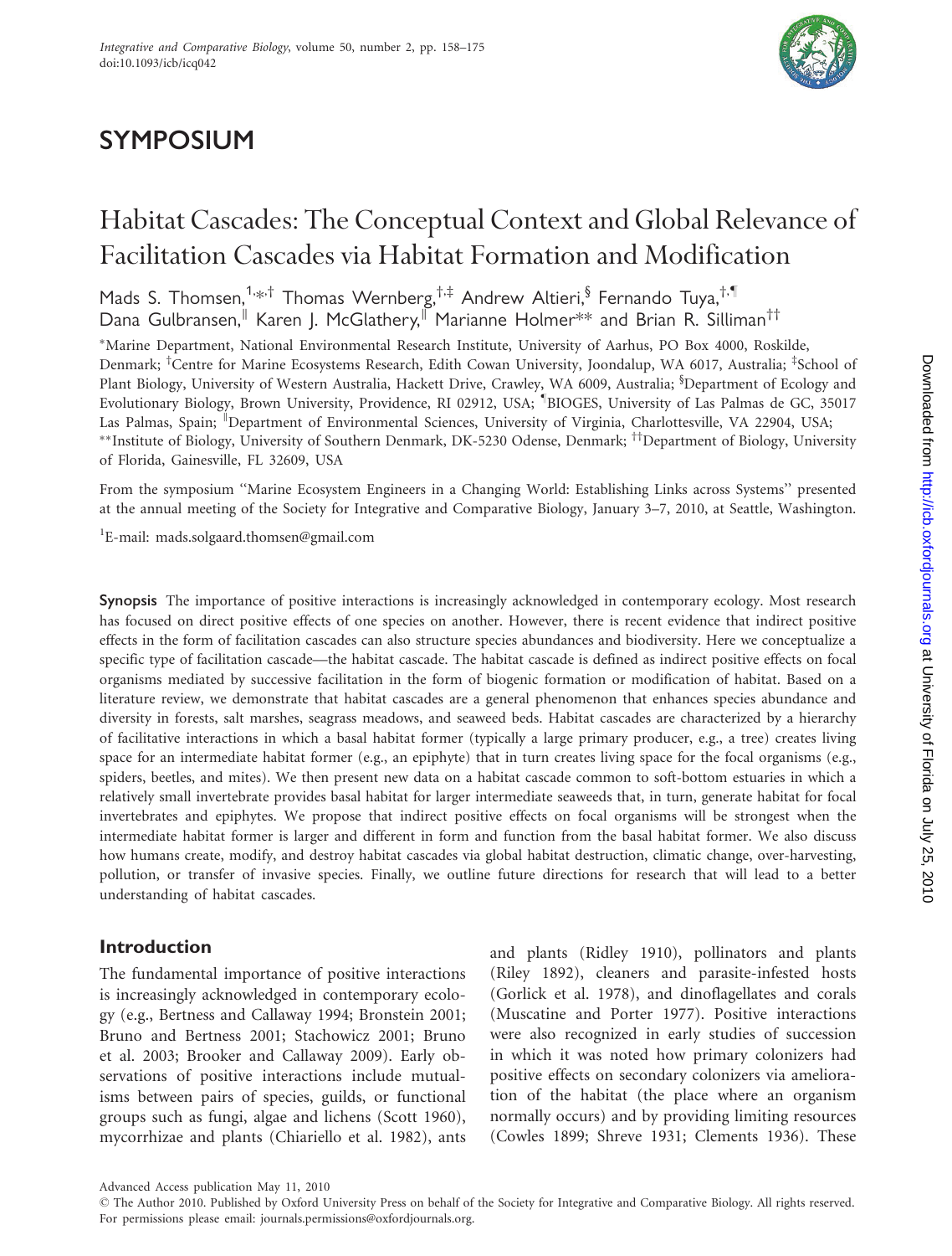# SYMPOSIUM

# Habitat Cascades: The Conceptual Context and Global Relevance of Facilitation Cascades via Habitat Formation and Modification

Mads S. Thomsen,[1,*,†] Thomas Wernberg,[†,‡] Andrew Altieri,[§] Fernando Tuya,[†,¶] Dana Gulbransen,[‖] Karen J. McGlathery,[‖] Marianne Holmer[**] and Brian R. Silliman[††]

[*]Marine Department, National Environmental Research Institute, University of Aarhus, PO Box 4000, Roskilde, Denmark; [†]Centre for Marine Ecosystems Research, Edith Cowan University, Joondalup, WA 6017, Australia; [‡]School of Plant Biology, University of Western Australia, Hackett Drive, Crawley, WA 6009, Australia; [§]Department of Ecology and Evolutionary Biology, Brown University, Providence, RI 02912, USA; [¶]BIOGES, University of Las Palmas de GC, 35017 Las Palmas, Spain; [‖]Department of Environmental Sciences, University of Virginia, Charlottesville, VA 22904, USA; [**]Institute of Biology, University of Southern Denmark, DK-5230 Odense, Denmark; [††]Department of Biology, University of Florida, Gainesville, FL 32609, USA

From the symposium "Marine Ecosystem Engineers in a Changing World: Establishing Links across Systems" presented at the annual meeting of the Society for Integrative and Comparative Biology, January 3–7, 2010, at Seattle, Washington.

[1]E-mail: mads.solgaard.thomsen@gmail.com

**Synopsis** The importance of positive interactions is increasingly acknowledged in contemporary ecology. Most research has focused on direct positive effects of one species on another. However, there is recent evidence that indirect positive effects in the form of facilitation cascades can also structure species abundances and biodiversity. Here we conceptualize a specific type of facilitation cascade—the habitat cascade. The habitat cascade is defined as indirect positive effects on focal organisms mediated by successive facilitation in the form of biogenic formation or modification of habitat. Based on a literature review, we demonstrate that habitat cascades are a general phenomenon that enhances species abundance and diversity in forests, salt marshes, seagrass meadows, and seaweed beds. Habitat cascades are characterized by a hierarchy of facilitative interactions in which a basal habitat former (typically a large primary producer, e.g., a tree) creates living space for an intermediate habitat former (e.g., an epiphyte) that in turn creates living space for the focal organisms (e.g., spiders, beetles, and mites). We then present new data on a habitat cascade common to soft-bottom estuaries in which a relatively small invertebrate provides basal habitat for larger intermediate seaweeds that, in turn, generate habitat for focal invertebrates and epiphytes. We propose that indirect positive effects on focal organisms will be strongest when the intermediate habitat former is larger and different in form and function from the basal habitat former. We also discuss how humans create, modify, and destroy habitat cascades via global habitat destruction, climatic change, over-harvesting, pollution, or transfer of invasive species. Finally, we outline future directions for research that will lead to a better understanding of habitat cascades.

## Introduction

The fundamental importance of positive interactions is increasingly acknowledged in contemporary ecology (e.g., Bertness and Callaway 1994; Bronstein 2001; Bruno and Bertness 2001; Stachowicz 2001; Bruno et al. 2003; Brooker and Callaway 2009). Early observations of positive interactions include mutualisms between pairs of species, guilds, or functional groups such as fungi, algae and lichens (Scott 1960), mycorrhizae and plants (Chiariello et al. 1982), ants and plants (Ridley 1910), pollinators and plants (Riley 1892), cleaners and parasite-infested hosts (Gorlick et al. 1978), and dinoflagellates and corals (Muscatine and Porter 1977). Positive interactions were also recognized in early studies of succession in which it was noted how primary colonizers had positive effects on secondary colonizers via amelioration of the habitat (the place where an organism normally occurs) and by providing limiting resources (Cowles 1899; Shreve 1931; Clements 1936). These

Advanced Access publication May 11, 2010

© The Author 2010. Published by Oxford University Press on behalf of the Society for Integrative and Comparative Biology. All rights reserved. For permissions please email: journals.permissions@oxfordjournals.org.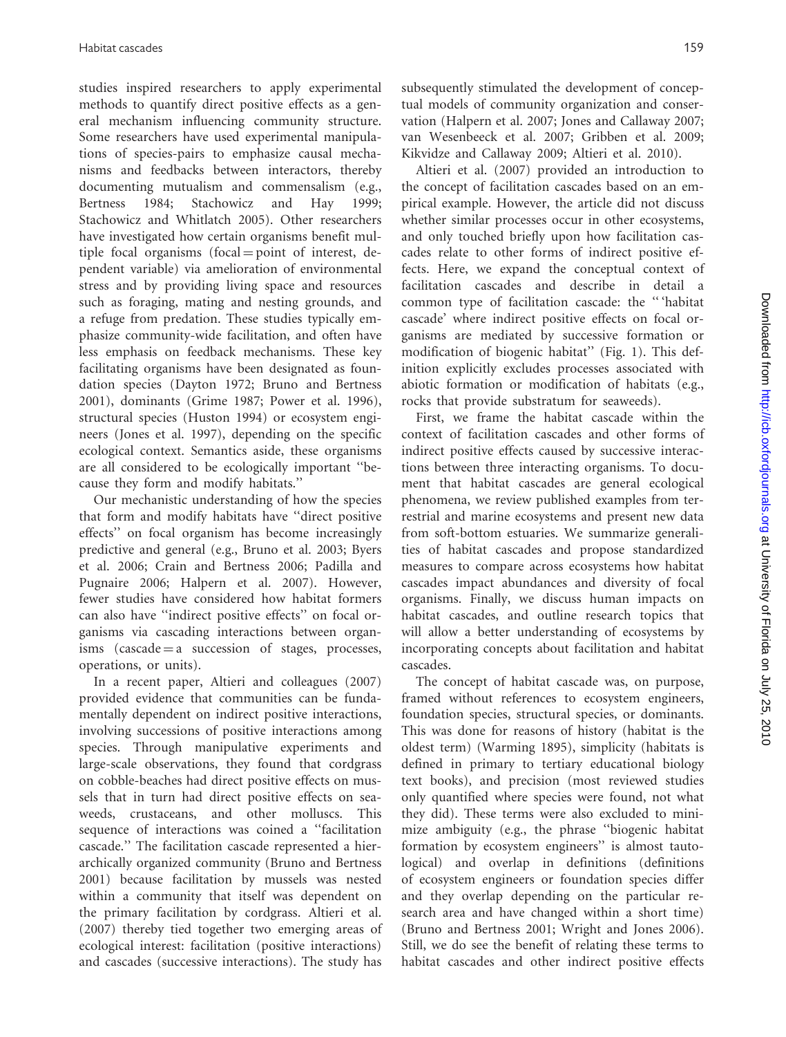studies inspired researchers to apply experimental methods to quantify direct positive effects as a general mechanism influencing community structure. Some researchers have used experimental manipulations of species-pairs to emphasize causal mechanisms and feedbacks between interactors, thereby documenting mutualism and commensalism (e.g., Bertness 1984; Stachowicz and Hay 1999; Stachowicz and Whitlatch 2005). Other researchers have investigated how certain organisms benefit multiple focal organisms (focal = point of interest, dependent variable) via amelioration of environmental stress and by providing living space and resources such as foraging, mating and nesting grounds, and a refuge from predation. These studies typically emphasize community-wide facilitation, and often have less emphasis on feedback mechanisms. These key facilitating organisms have been designated as foundation species (Dayton 1972; Bruno and Bertness 2001), dominants (Grime 1987; Power et al. 1996), structural species (Huston 1994) or ecosystem engineers (Jones et al. 1997), depending on the specific ecological context. Semantics aside, these organisms are all considered to be ecologically important "because they form and modify habitats."

Our mechanistic understanding of how the species that form and modify habitats have "direct positive effects" on focal organism has become increasingly predictive and general (e.g., Bruno et al. 2003; Byers et al. 2006; Crain and Bertness 2006; Padilla and Pugnaire 2006; Halpern et al. 2007). However, fewer studies have considered how habitat formers can also have "indirect positive effects" on focal organisms via cascading interactions between organisms (cascade = a succession of stages, processes, operations, or units).

In a recent paper, Altieri and colleagues (2007) provided evidence that communities can be fundamentally dependent on indirect positive interactions, involving successions of positive interactions among species. Through manipulative experiments and large-scale observations, they found that cordgrass on cobble-beaches had direct positive effects on mussels that in turn had direct positive effects on seaweeds, crustaceans, and other molluscs. This sequence of interactions was coined a "facilitation cascade." The facilitation cascade represented a hierarchically organized community (Bruno and Bertness 2001) because facilitation by mussels was nested within a community that itself was dependent on the primary facilitation by cordgrass. Altieri et al. (2007) thereby tied together two emerging areas of ecological interest: facilitation (positive interactions) and cascades (successive interactions). The study has subsequently stimulated the development of conceptual models of community organization and conservation (Halpern et al. 2007; Jones and Callaway 2007; van Wesenbeeck et al. 2007; Gribben et al. 2009; Kikvidze and Callaway 2009; Altieri et al. 2010).

Altieri et al. (2007) provided an introduction to the concept of facilitation cascades based on an empirical example. However, the article did not discuss whether similar processes occur in other ecosystems, and only touched briefly upon how facilitation cascades relate to other forms of indirect positive effects. Here, we expand the conceptual context of facilitation cascades and describe in detail a common type of facilitation cascade: the "'habitat cascade' where indirect positive effects on focal organisms are mediated by successive formation or modification of biogenic habitat" (Fig. 1). This definition explicitly excludes processes associated with abiotic formation or modification of habitats (e.g., rocks that provide substratum for seaweeds).

First, we frame the habitat cascade within the context of facilitation cascades and other forms of indirect positive effects caused by successive interactions between three interacting organisms. To document that habitat cascades are general ecological phenomena, we review published examples from terrestrial and marine ecosystems and present new data from soft-bottom estuaries. We summarize generalities of habitat cascades and propose standardized measures to compare across ecosystems how habitat cascades impact abundances and diversity of focal organisms. Finally, we discuss human impacts on habitat cascades, and outline research topics that will allow a better understanding of ecosystems by incorporating concepts about facilitation and habitat cascades.

The concept of habitat cascade was, on purpose, framed without references to ecosystem engineers, foundation species, structural species, or dominants. This was done for reasons of history (habitat is the oldest term) (Warming 1895), simplicity (habitats is defined in primary to tertiary educational biology text books), and precision (most reviewed studies only quantified where species were found, not what they did). These terms were also excluded to minimize ambiguity (e.g., the phrase "biogenic habitat formation by ecosystem engineers" is almost tautological) and overlap in definitions (definitions of ecosystem engineers or foundation species differ and they overlap depending on the particular research area and have changed within a short time) (Bruno and Bertness 2001; Wright and Jones 2006). Still, we do see the benefit of relating these terms to habitat cascades and other indirect positive effects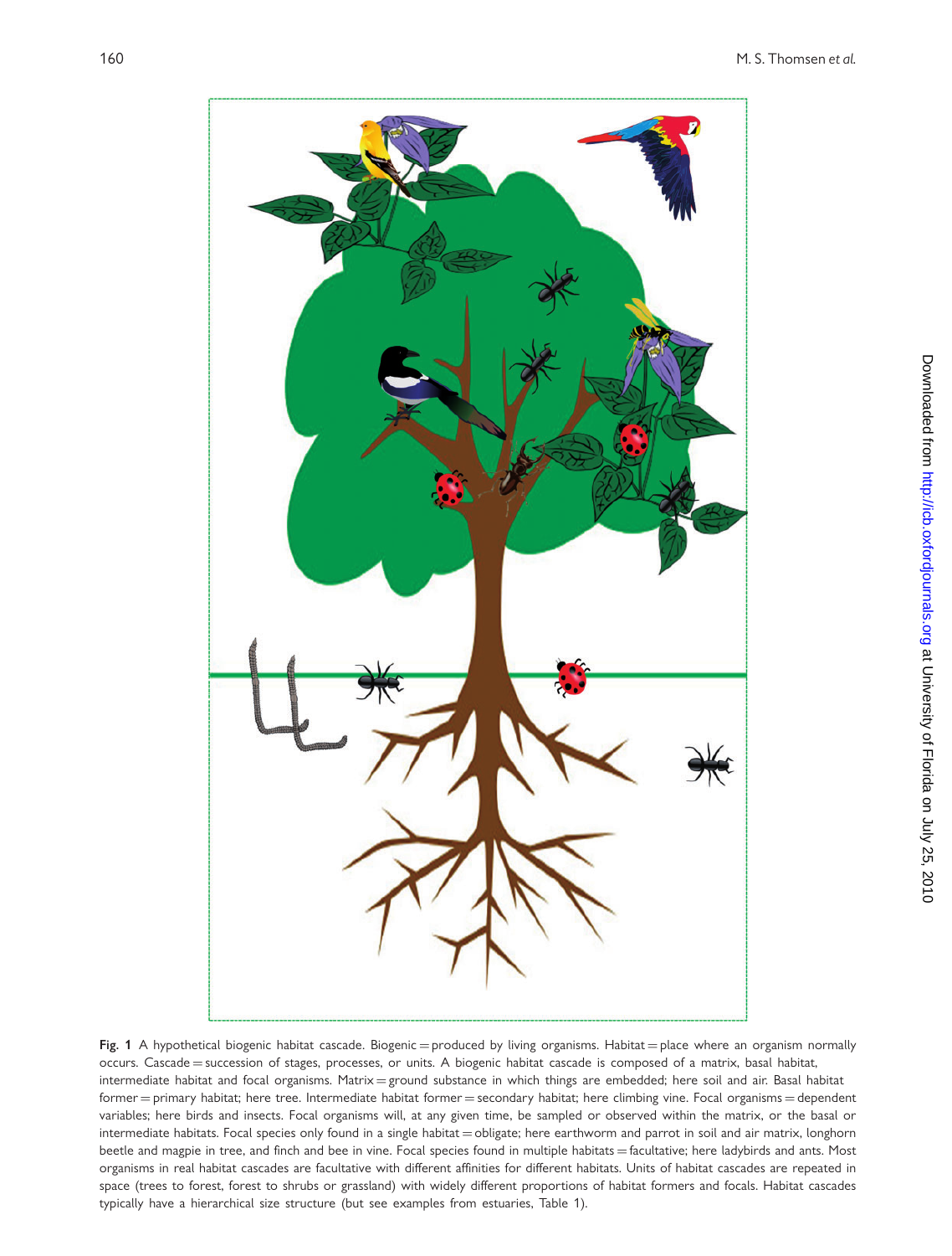**Fig. 1** A hypothetical biogenic habitat cascade. Biogenic = produced by living organisms. Habitat = place where an organism normally occurs. Cascade = succession of stages, processes, or units. A biogenic habitat cascade is composed of a matrix, basal habitat, intermediate habitat and focal organisms. Matrix = ground substance in which things are embedded; here soil and air. Basal habitat former = primary habitat; here tree. Intermediate habitat former = secondary habitat; here climbing vine. Focal organisms = dependent variables; here birds and insects. Focal organisms will, at any given time, be sampled or observed within the matrix, or the basal or intermediate habitats. Focal species only found in a single habitat = obligate; here earthworm and parrot in soil and air matrix, longhorn beetle and magpie in tree, and finch and bee in vine. Focal species found in multiple habitats = facultative; here ladybirds and ants. Most organisms in real habitat cascades are facultative with different affinities for different habitats. Units of habitat cascades are repeated in space (trees to forest, forest to shrubs or grassland) with widely different proportions of habitat formers and focals. Habitat cascades typically have a hierarchical size structure (but see examples from estuaries, Table 1).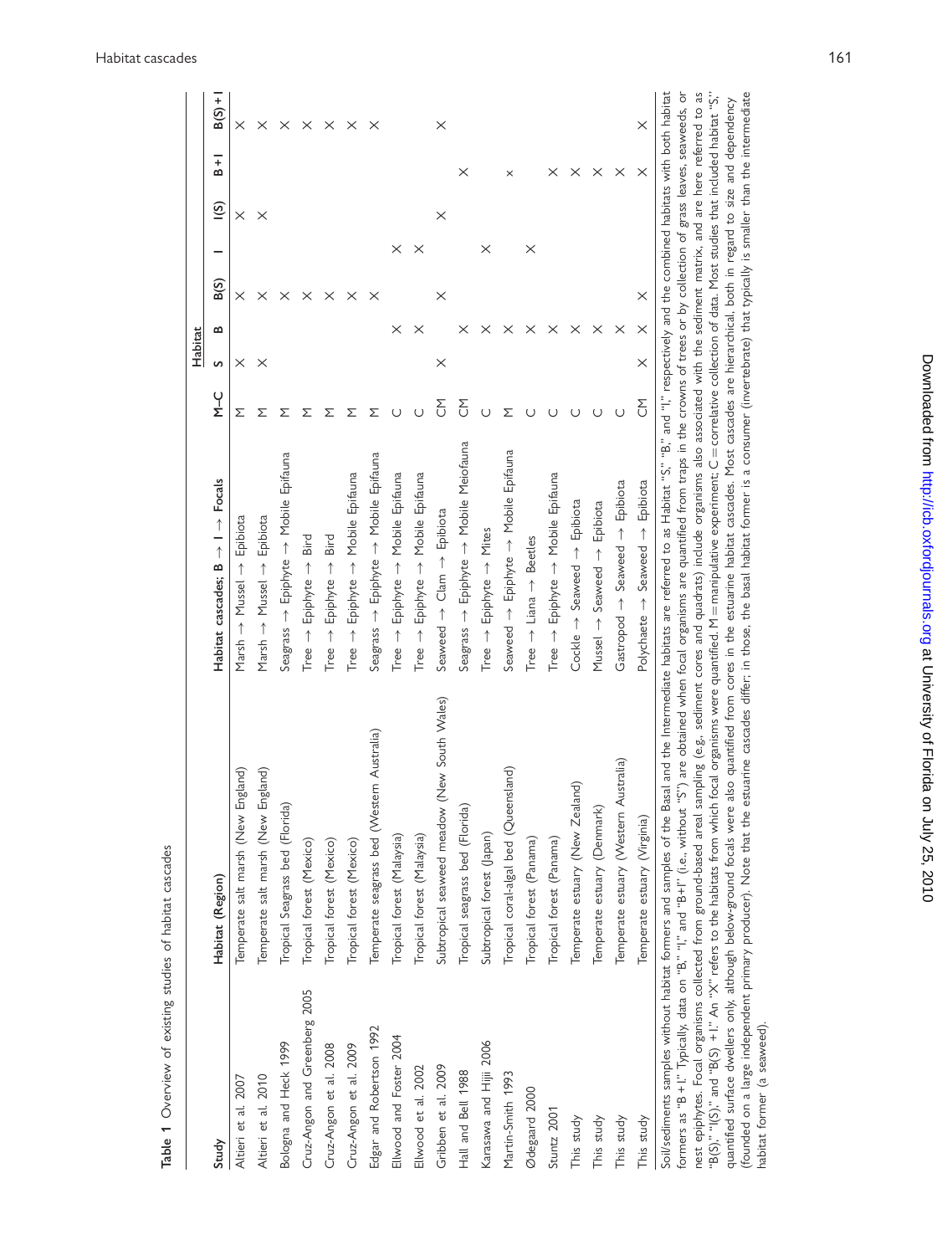**Table 1** Overview of existing studies of habitat cascades

| Study | Habitat (Region) | Habitat cascades; B → I → Focals | M–C | Habitat | | | | | | |
|---|---|---|---|---|---|---|---|---|---|---|
| | | | | S | B | B(S) | I | I(S) | B + I | B(S) + I |
| Altieri et al. 2007 | Temperate salt marsh (New England) | Marsh → Mussel → Epibiota | M | X | | X | | X | | X |
| Altieri et al. 2010 | Temperate salt marsh (New England) | Marsh → Mussel → Epibiota | M | X | | X | | X | | X |
| Bologna and Heck 1999 | Tropical Seagrass bed (Florida) | Seagrass → Epiphyte → Mobile Epifauna | M | | | X | | | | X |
| Cruz-Angon and Greenberg 2005 | Tropical forest (Mexico) | Tree → Epiphyte → Bird | M | | | X | | | | X |
| Cruz-Angon et al. 2008 | Tropical forest (Mexico) | Tree → Epiphyte → Bird | M | | | X | | | | X |
| Cruz-Angon et al. 2009 | Tropical forest (Mexico) | Tree → Epiphyte → Mobile Epifauna | M | | | X | | | | X |
| Edgar and Robertson 1992 | Temperate seagrass bed (Western Australia) | Seagrass → Epiphyte → Mobile Epifauna | M | | | X | | | | X |
| Ellwood and Foster 2004 | Tropical forest (Malaysia) | Tree → Epiphyte → Mobile Epifauna | C | | X | | X | | | |
| Ellwood et al. 2002 | Tropical forest (Malaysia) | Tree → Epiphyte → Mobile Epifauna | C | | X | | X | | | |
| Gribben et al. 2009 | Subtropical seaweed meadow (New South Wales) | Seaweed → Clam → Epibiota | CM | X | | X | | X | | X |
| Hall and Bell 1988 | Tropical seagrass bed (Florida) | Seagrass → Epiphyte → Mobile Meiofauna | CM | | X | | | | X | |
| Karasawa and Hijii 2006 | Subtropical forest (Japan) | Tree → Epiphyte → Mites | C | | X | | X | | | |
| Martin-Smith 1993 | Tropical coral-algal bed (Queensland) | Seaweed → Epiphyte → Mobile Epifauna | M | | X | | | | X | |
| Ødegaard 2000 | Tropical forest (Panama) | Tree → Liana → Beetles | C | | X | | X | | | |
| Stuntz 2001 | Tropical forest (Panama) | Tree → Epiphyte → Mobile Epifauna | C | | X | | | | X | |
| This study | Temperate estuary (New Zealand) | Cockle → Seaweed → Epibiota | C | | X | | | | X | |
| This study | Temperate estuary (Denmark) | Mussel → Seaweed → Epibiota | C | | X | | | | X | |
| This study | Temperate estuary (Western Australia) | Gastropod → Seaweed → Epibiota | C | | X | | | | X | |
| This study | Temperate estuary (Virginia) | Polychaete → Seaweed → Epibiota | CM | X | X | X | | | X | X |

Soil/sediments samples without habitat formers and samples of the Basal and the Intermediate habitats are referred to as Habitat "S," "B," and "I," respectively and the combined habitats with both habitat formers as "B + I." Typically, data on "B," "I," and "B+I" (i.e., without "S") are obtained when focal organisms are quantified from traps in the crowns of trees or by collection of grass leaves, seaweeds, or nest epiphytes. Focal organisms collected from ground-based areal sampling (e.g., sediment cores and quadrats) include organisms also associated with the sediment matrix, and are here referred to as "B(S)," "I(S)," and "B(S) + I." An "X" refers to the habitats from which focal organisms were quantified. M = manipulative experiment; C = correlative collection of data. Most studies that included habitat "S," quantified surface dwellers only, although below-ground focals were also quantified from cores in the estuarine habitat cascades. Most cascades are hierarchical, both in regard to size and dependency (founded on a large independent primary producer). Note that the estuarine cascades differ; in those, the basal habitat former is a consumer (invertebrate) that typically is smaller than the intermediate habitat former (a seaweed).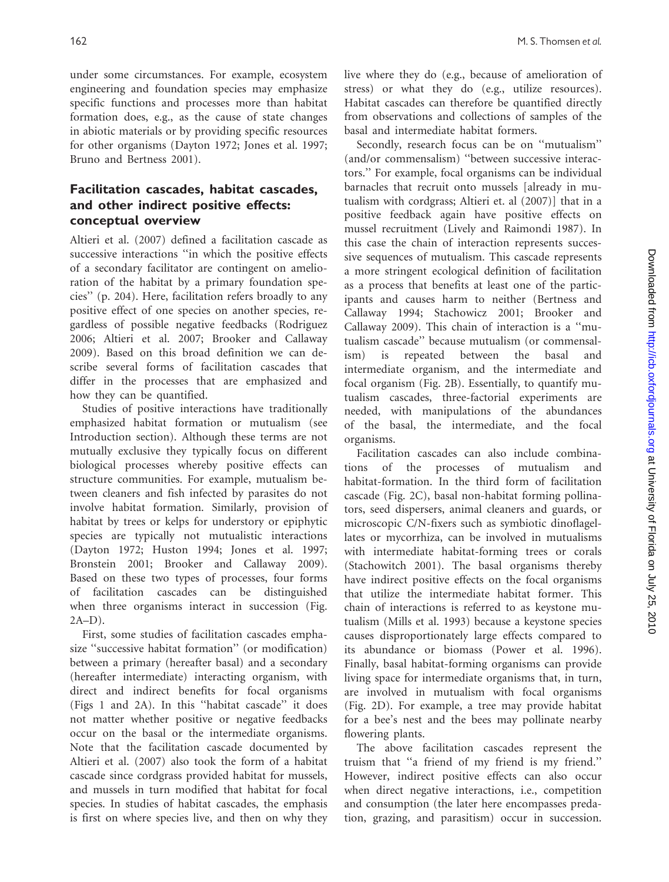under some circumstances. For example, ecosystem engineering and foundation species may emphasize specific functions and processes more than habitat formation does, e.g., as the cause of state changes in abiotic materials or by providing specific resources for other organisms (Dayton 1972; Jones et al. 1997; Bruno and Bertness 2001).

## Facilitation cascades, habitat cascades, and other indirect positive effects: conceptual overview

Altieri et al. (2007) defined a facilitation cascade as successive interactions ''in which the positive effects of a secondary facilitator are contingent on amelioration of the habitat by a primary foundation species'' (p. 204). Here, facilitation refers broadly to any positive effect of one species on another species, regardless of possible negative feedbacks (Rodriguez 2006; Altieri et al. 2007; Brooker and Callaway 2009). Based on this broad definition we can describe several forms of facilitation cascades that differ in the processes that are emphasized and how they can be quantified.

Studies of positive interactions have traditionally emphasized habitat formation or mutualism (see Introduction section). Although these terms are not mutually exclusive they typically focus on different biological processes whereby positive effects can structure communities. For example, mutualism between cleaners and fish infected by parasites do not involve habitat formation. Similarly, provision of habitat by trees or kelps for understory or epiphytic species are typically not mutualistic interactions (Dayton 1972; Huston 1994; Jones et al. 1997; Bronstein 2001; Brooker and Callaway 2009). Based on these two types of processes, four forms of facilitation cascades can be distinguished when three organisms interact in succession (Fig. 2A–D).

First, some studies of facilitation cascades emphasize ''successive habitat formation'' (or modification) between a primary (hereafter basal) and a secondary (hereafter intermediate) interacting organism, with direct and indirect benefits for focal organisms (Figs 1 and 2A). In this ''habitat cascade'' it does not matter whether positive or negative feedbacks occur on the basal or the intermediate organisms. Note that the facilitation cascade documented by Altieri et al. (2007) also took the form of a habitat cascade since cordgrass provided habitat for mussels, and mussels in turn modified that habitat for focal species. In studies of habitat cascades, the emphasis is first on where species live, and then on why they live where they do (e.g., because of amelioration of stress) or what they do (e.g., utilize resources). Habitat cascades can therefore be quantified directly from observations and collections of samples of the basal and intermediate habitat formers.

Secondly, research focus can be on ''mutualism'' (and/or commensalism) ''between successive interactors.'' For example, focal organisms can be individual barnacles that recruit onto mussels [already in mutualism with cordgrass; Altieri et. al (2007)] that in a positive feedback again have positive effects on mussel recruitment (Lively and Raimondi 1987). In this case the chain of interaction represents successive sequences of mutualism. This cascade represents a more stringent ecological definition of facilitation as a process that benefits at least one of the participants and causes harm to neither (Bertness and Callaway 1994; Stachowicz 2001; Brooker and Callaway 2009). This chain of interaction is a ''mutualism cascade'' because mutualism (or commensalism) is repeated between the basal and intermediate organism, and the intermediate and focal organism (Fig. 2B). Essentially, to quantify mutualism cascades, three-factorial experiments are needed, with manipulations of the abundances of the basal, the intermediate, and the focal organisms.

Facilitation cascades can also include combinations of the processes of mutualism and habitat-formation. In the third form of facilitation cascade (Fig. 2C), basal non-habitat forming pollinators, seed dispersers, animal cleaners and guards, or microscopic C/N-fixers such as symbiotic dinoflagellates or mycorrhiza, can be involved in mutualisms with intermediate habitat-forming trees or corals (Stachowitch 2001). The basal organisms thereby have indirect positive effects on the focal organisms that utilize the intermediate habitat former. This chain of interactions is referred to as keystone mutualism (Mills et al. 1993) because a keystone species causes disproportionately large effects compared to its abundance or biomass (Power et al. 1996). Finally, basal habitat-forming organisms can provide living space for intermediate organisms that, in turn, are involved in mutualism with focal organisms (Fig. 2D). For example, a tree may provide habitat for a bee's nest and the bees may pollinate nearby flowering plants.

The above facilitation cascades represent the truism that ''a friend of my friend is my friend.'' However, indirect positive effects can also occur when direct negative interactions, i.e., competition and consumption (the later here encompasses predation, grazing, and parasitism) occur in succession.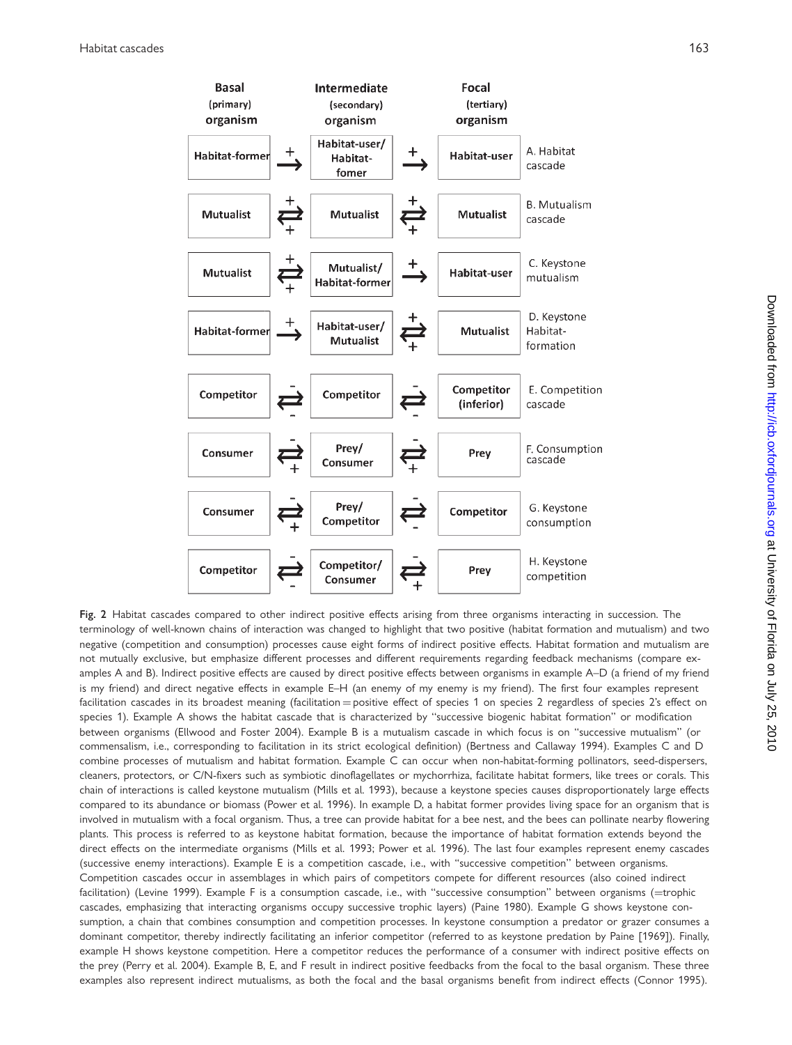| Basal (primary) organism | | Intermediate (secondary) organism | | Focal (tertiary) organism | |
|---|---|---|---|---|---|
| Habitat-former | + → | Habitat-user/ Habitat-fomer | + → | Habitat-user | A. Habitat cascade |
| Mutualist | + ⇄ + | Mutualist | + ⇄ + | Mutualist | B. Mutualism cascade |
| Mutualist | + ⇄ + | Mutualist/ Habitat-former | + → | Habitat-user | C. Keystone mutualism |
| Habitat-former | + → | Habitat-user/ Mutualist | + ⇄ + | Mutualist | D. Keystone Habitat-formation |
| Competitor | − ⇄ − | Competitor | − ⇄ − | Competitor (inferior) | E. Competition cascade |
| Consumer | − ⇄ + | Prey/ Consumer | − ⇄ + | Prey | F. Consumption cascade |
| Consumer | − ⇄ + | Prey/ Competitor | − ⇄ − | Competitor | G. Keystone consumption |
| Competitor | − ⇄ − | Competitor/ Consumer | − ⇄ + | Prey | H. Keystone competition |

**Fig. 2** Habitat cascades compared to other indirect positive effects arising from three organisms interacting in succession. The terminology of well-known chains of interaction was changed to highlight that two positive (habitat formation and mutualism) and two negative (competition and consumption) processes cause eight forms of indirect positive effects. Habitat formation and mutualism are not mutually exclusive, but emphasize different processes and different requirements regarding feedback mechanisms (compare examples A and B). Indirect positive effects are caused by direct positive effects between organisms in example A–D (a friend of my friend is my friend) and direct negative effects in example E–H (an enemy of my enemy is my friend). The first four examples represent facilitation cascades in its broadest meaning (facilitation = positive effect of species 1 on species 2 regardless of species 2's effect on species 1). Example A shows the habitat cascade that is characterized by "successive biogenic habitat formation" or modification between organisms (Ellwood and Foster 2004). Example B is a mutualism cascade in which focus is on "successive mutualism" (or commensalism, i.e., corresponding to facilitation in its strict ecological definition) (Bertness and Callaway 1994). Examples C and D combine processes of mutualism and habitat formation. Example C can occur when non-habitat-forming pollinators, seed-dispersers, cleaners, protectors, or C/N-fixers such as symbiotic dinoflagellates or mychorrhiza, facilitate habitat formers, like trees or corals. This chain of interactions is called keystone mutualism (Mills et al. 1993), because a keystone species causes disproportionately large effects compared to its abundance or biomass (Power et al. 1996). In example D, a habitat former provides living space for an organism that is involved in mutualism with a focal organism. Thus, a tree can provide habitat for a bee nest, and the bees can pollinate nearby flowering plants. This process is referred to as keystone habitat formation, because the importance of habitat formation extends beyond the direct effects on the intermediate organisms (Mills et al. 1993; Power et al. 1996). The last four examples represent enemy cascades (successive enemy interactions). Example E is a competition cascade, i.e., with "successive competition" between organisms. Competition cascades occur in assemblages in which pairs of competitors compete for different resources (also coined indirect facilitation) (Levine 1999). Example F is a consumption cascade, i.e., with "successive consumption" between organisms (=trophic cascades, emphasizing that interacting organisms occupy successive trophic layers) (Paine 1980). Example G shows keystone consumption, a chain that combines consumption and competition processes. In keystone consumption a predator or grazer consumes a dominant competitor, thereby indirectly facilitating an inferior competitor (referred to as keystone predation by Paine [1969]). Finally, example H shows keystone competition. Here a competitor reduces the performance of a consumer with indirect positive effects on the prey (Perry et al. 2004). Example B, E, and F result in indirect positive feedbacks from the focal to the basal organism. These three examples also represent indirect mutualisms, as both the focal and the basal organisms benefit from indirect effects (Connor 1995).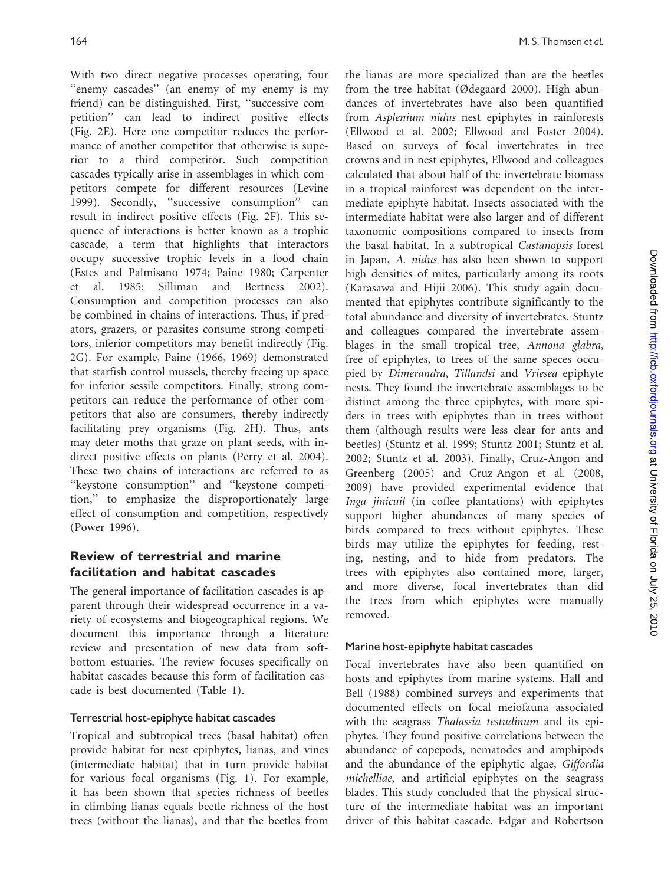With two direct negative processes operating, four "enemy cascades" (an enemy of my enemy is my friend) can be distinguished. First, "successive competition" can lead to indirect positive effects (Fig. 2E). Here one competitor reduces the performance of another competitor that otherwise is superior to a third competitor. Such competition cascades typically arise in assemblages in which competitors compete for different resources (Levine 1999). Secondly, "successive consumption" can result in indirect positive effects (Fig. 2F). This sequence of interactions is better known as a trophic cascade, a term that highlights that interactors occupy successive trophic levels in a food chain (Estes and Palmisano 1974; Paine 1980; Carpenter et al. 1985; Silliman and Bertness 2002). Consumption and competition processes can also be combined in chains of interactions. Thus, if predators, grazers, or parasites consume strong competitors, inferior competitors may benefit indirectly (Fig. 2G). For example, Paine (1966, 1969) demonstrated that starfish control mussels, thereby freeing up space for inferior sessile competitors. Finally, strong competitors can reduce the performance of other competitors that also are consumers, thereby indirectly facilitating prey organisms (Fig. 2H). Thus, ants may deter moths that graze on plant seeds, with indirect positive effects on plants (Perry et al. 2004). These two chains of interactions are referred to as "keystone consumption" and "keystone competition," to emphasize the disproportionately large effect of consumption and competition, respectively (Power 1996).

## Review of terrestrial and marine facilitation and habitat cascades

The general importance of facilitation cascades is apparent through their widespread occurrence in a variety of ecosystems and biogeographical regions. We document this importance through a literature review and presentation of new data from soft-bottom estuaries. The review focuses specifically on habitat cascades because this form of facilitation cascade is best documented (Table 1).

### Terrestrial host-epiphyte habitat cascades

Tropical and subtropical trees (basal habitat) often provide habitat for nest epiphytes, lianas, and vines (intermediate habitat) that in turn provide habitat for various focal organisms (Fig. 1). For example, it has been shown that species richness of beetles in climbing lianas equals beetle richness of the host trees (without the lianas), and that the beetles from the lianas are more specialized than are the beetles from the tree habitat (Ødegaard 2000). High abundances of invertebrates have also been quantified from *Asplenium nidus* nest epiphytes in rainforests (Ellwood et al. 2002; Ellwood and Foster 2004). Based on surveys of focal invertebrates in tree crowns and in nest epiphytes, Ellwood and colleagues calculated that about half of the invertebrate biomass in a tropical rainforest was dependent on the intermediate epiphyte habitat. Insects associated with the intermediate habitat were also larger and of different taxonomic compositions compared to insects from the basal habitat. In a subtropical *Castanopsis* forest in Japan, *A. nidus* has also been shown to support high densities of mites, particularly among its roots (Karasawa and Hijii 2006). This study again documented that epiphytes contribute significantly to the total abundance and diversity of invertebrates. Stuntz and colleagues compared the invertebrate assemblages in the small tropical tree, *Annona glabra*, free of epiphytes, to trees of the same speces occupied by *Dimerandra*, *Tillandsi* and *Vriesea* epiphyte nests. They found the invertebrate assemblages to be distinct among the three epiphytes, with more spiders in trees with epiphytes than in trees without them (although results were less clear for ants and beetles) (Stuntz et al. 1999; Stuntz 2001; Stuntz et al. 2002; Stuntz et al. 2003). Finally, Cruz-Angon and Greenberg (2005) and Cruz-Angon et al. (2008, 2009) have provided experimental evidence that *Inga jinicuil* (in coffee plantations) with epiphytes support higher abundances of many species of birds compared to trees without epiphytes. These birds may utilize the epiphytes for feeding, resting, nesting, and to hide from predators. The trees with epiphytes also contained more, larger, and more diverse, focal invertebrates than did the trees from which epiphytes were manually removed.

### Marine host-epiphyte habitat cascades

Focal invertebrates have also been quantified on hosts and epiphytes from marine systems. Hall and Bell (1988) combined surveys and experiments that documented effects on focal meiofauna associated with the seagrass *Thalassia testudinum* and its epiphytes. They found positive correlations between the abundance of copepods, nematodes and amphipods and the abundance of the epiphytic algae, *Giffordia michelliae*, and artificial epiphytes on the seagrass blades. This study concluded that the physical structure of the intermediate habitat was an important driver of this habitat cascade. Edgar and Robertson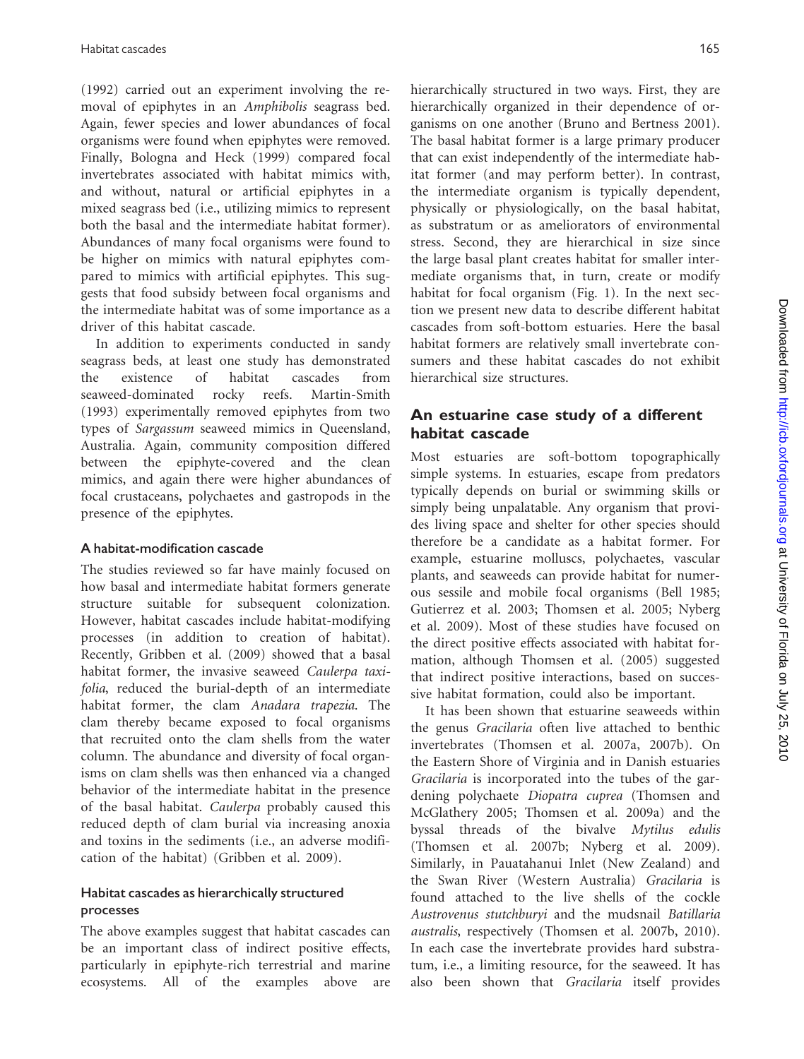(1992) carried out an experiment involving the removal of epiphytes in an *Amphibolis* seagrass bed. Again, fewer species and lower abundances of focal organisms were found when epiphytes were removed. Finally, Bologna and Heck (1999) compared focal invertebrates associated with habitat mimics with, and without, natural or artificial epiphytes in a mixed seagrass bed (i.e., utilizing mimics to represent both the basal and the intermediate habitat former). Abundances of many focal organisms were found to be higher on mimics with natural epiphytes compared to mimics with artificial epiphytes. This suggests that food subsidy between focal organisms and the intermediate habitat was of some importance as a driver of this habitat cascade.

In addition to experiments conducted in sandy seagrass beds, at least one study has demonstrated the existence of habitat cascades from seaweed-dominated rocky reefs. Martin-Smith (1993) experimentally removed epiphytes from two types of *Sargassum* seaweed mimics in Queensland, Australia. Again, community composition differed between the epiphyte-covered and the clean mimics, and again there were higher abundances of focal crustaceans, polychaetes and gastropods in the presence of the epiphytes.

### A habitat-modification cascade

The studies reviewed so far have mainly focused on how basal and intermediate habitat formers generate structure suitable for subsequent colonization. However, habitat cascades include habitat-modifying processes (in addition to creation of habitat). Recently, Gribben et al. (2009) showed that a basal habitat former, the invasive seaweed *Caulerpa taxifolia*, reduced the burial-depth of an intermediate habitat former, the clam *Anadara trapezia*. The clam thereby became exposed to focal organisms that recruited onto the clam shells from the water column. The abundance and diversity of focal organisms on clam shells was then enhanced via a changed behavior of the intermediate habitat in the presence of the basal habitat. *Caulerpa* probably caused this reduced depth of clam burial via increasing anoxia and toxins in the sediments (i.e., an adverse modification of the habitat) (Gribben et al. 2009).

### Habitat cascades as hierarchically structured processes

The above examples suggest that habitat cascades can be an important class of indirect positive effects, particularly in epiphyte-rich terrestrial and marine ecosystems. All of the examples above are hierarchically structured in two ways. First, they are hierarchically organized in their dependence of organisms on one another (Bruno and Bertness 2001). The basal habitat former is a large primary producer that can exist independently of the intermediate habitat former (and may perform better). In contrast, the intermediate organism is typically dependent, physically or physiologically, on the basal habitat, as substratum or as ameliorators of environmental stress. Second, they are hierarchical in size since the large basal plant creates habitat for smaller intermediate organisms that, in turn, create or modify habitat for focal organism (Fig. 1). In the next section we present new data to describe different habitat cascades from soft-bottom estuaries. Here the basal habitat formers are relatively small invertebrate consumers and these habitat cascades do not exhibit hierarchical size structures.

## An estuarine case study of a different habitat cascade

Most estuaries are soft-bottom topographically simple systems. In estuaries, escape from predators typically depends on burial or swimming skills or simply being unpalatable. Any organism that provides living space and shelter for other species should therefore be a candidate as a habitat former. For example, estuarine molluscs, polychaetes, vascular plants, and seaweeds can provide habitat for numerous sessile and mobile focal organisms (Bell 1985; Gutierrez et al. 2003; Thomsen et al. 2005; Nyberg et al. 2009). Most of these studies have focused on the direct positive effects associated with habitat formation, although Thomsen et al. (2005) suggested that indirect positive interactions, based on successive habitat formation, could also be important.

It has been shown that estuarine seaweeds within the genus *Gracilaria* often live attached to benthic invertebrates (Thomsen et al. 2007a, 2007b). On the Eastern Shore of Virginia and in Danish estuaries *Gracilaria* is incorporated into the tubes of the gardening polychaete *Diopatra cuprea* (Thomsen and McGlathery 2005; Thomsen et al. 2009a) and the byssal threads of the bivalve *Mytilus edulis* (Thomsen et al. 2007b; Nyberg et al. 2009). Similarly, in Pauatahanui Inlet (New Zealand) and the Swan River (Western Australia) *Gracilaria* is found attached to the live shells of the cockle *Austrovenus stutchburyi* and the mudsnail *Batillaria australis*, respectively (Thomsen et al. 2007b, 2010). In each case the invertebrate provides hard substratum, i.e., a limiting resource, for the seaweed. It has also been shown that *Gracilaria* itself provides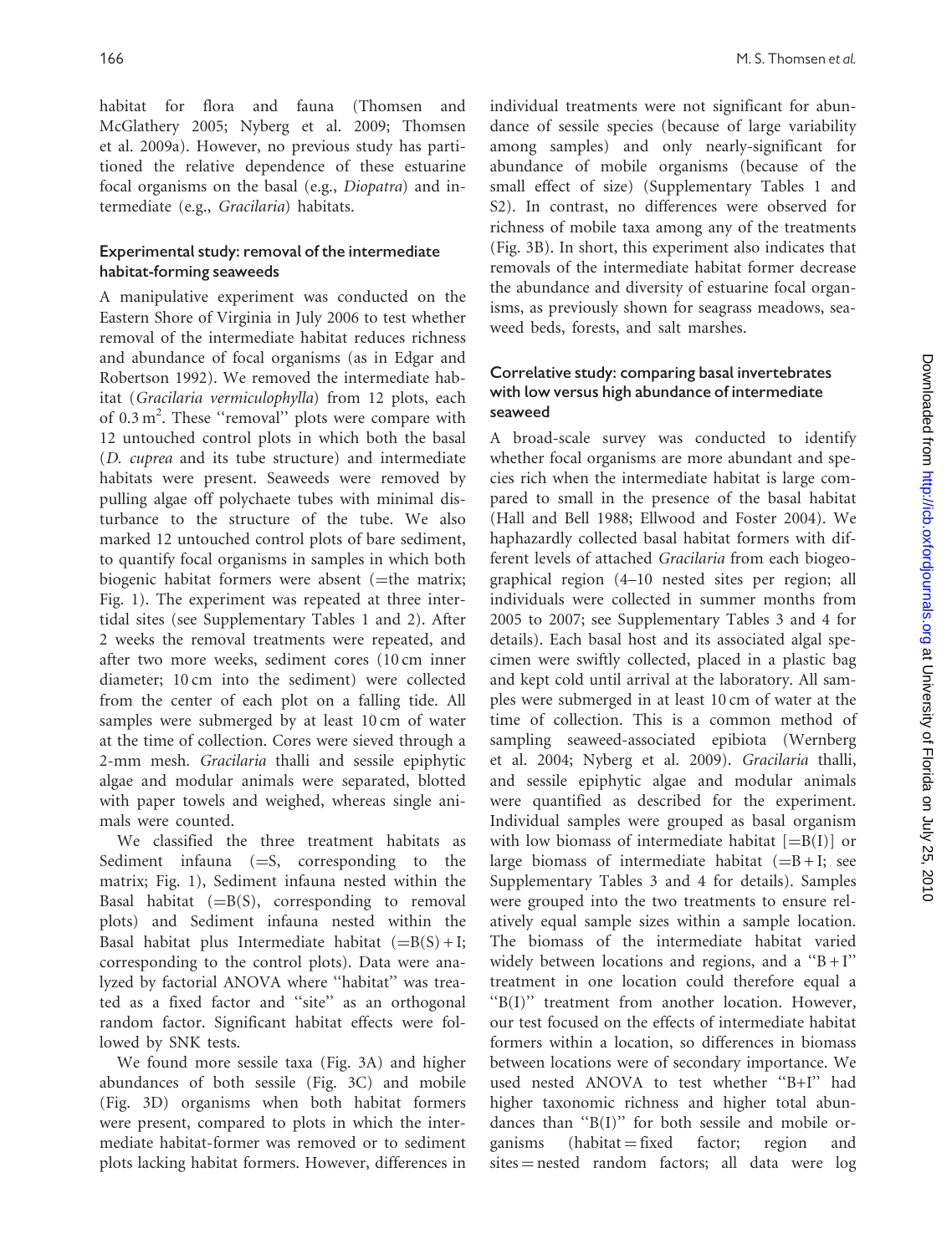habitat for flora and fauna (Thomsen and McGlathery 2005; Nyberg et al. 2009; Thomsen et al. 2009a). However, no previous study has partitioned the relative dependence of these estuarine focal organisms on the basal (e.g., *Diopatra*) and intermediate (e.g., *Gracilaria*) habitats.

### Experimental study: removal of the intermediate habitat-forming seaweeds

A manipulative experiment was conducted on the Eastern Shore of Virginia in July 2006 to test whether removal of the intermediate habitat reduces richness and abundance of focal organisms (as in Edgar and Robertson 1992). We removed the intermediate habitat (*Gracilaria vermiculophylla*) from 12 plots, each of 0.3 $m^2$. These ''removal'' plots were compare with 12 untouched control plots in which both the basal (*D. cuprea* and its tube structure) and intermediate habitats were present. Seaweeds were removed by pulling algae off polychaete tubes with minimal disturbance to the structure of the tube. We also marked 12 untouched control plots of bare sediment, to quantify focal organisms in samples in which both biogenic habitat formers were absent (=the matrix; Fig. 1). The experiment was repeated at three intertidal sites (see Supplementary Tables 1 and 2). After 2 weeks the removal treatments were repeated, and after two more weeks, sediment cores (10 cm inner diameter; 10 cm into the sediment) were collected from the center of each plot on a falling tide. All samples were submerged by at least 10 cm of water at the time of collection. Cores were sieved through a 2-mm mesh. *Gracilaria* thalli and sessile epiphytic algae and modular animals were separated, blotted with paper towels and weighed, whereas single animals were counted.

We classified the three treatment habitats as Sediment infauna (=S, corresponding to the matrix; Fig. 1), Sediment infauna nested within the Basal habitat (=B(S), corresponding to removal plots) and Sediment infauna nested within the Basal habitat plus Intermediate habitat (=B(S) + I; corresponding to the control plots). Data were analyzed by factorial ANOVA where ''habitat'' was treated as a fixed factor and ''site'' as an orthogonal random factor. Significant habitat effects were followed by SNK tests.

We found more sessile taxa (Fig. 3A) and higher abundances of both sessile (Fig. 3C) and mobile (Fig. 3D) organisms when both habitat formers were present, compared to plots in which the intermediate habitat-former was removed or to sediment plots lacking habitat formers. However, differences in individual treatments were not significant for abundance of sessile species (because of large variability among samples) and only nearly-significant for abundance of mobile organisms (because of the small effect of size) (Supplementary Tables 1 and S2). In contrast, no differences were observed for richness of mobile taxa among any of the treatments (Fig. 3B). In short, this experiment also indicates that removals of the intermediate habitat former decrease the abundance and diversity of estuarine focal organisms, as previously shown for seagrass meadows, seaweed beds, forests, and salt marshes.

### Correlative study: comparing basal invertebrates with low versus high abundance of intermediate seaweed

A broad-scale survey was conducted to identify whether focal organisms are more abundant and species rich when the intermediate habitat is large compared to small in the presence of the basal habitat (Hall and Bell 1988; Ellwood and Foster 2004). We haphazardly collected basal habitat formers with different levels of attached *Gracilaria* from each biogeographical region (4–10 nested sites per region; all individuals were collected in summer months from 2005 to 2007; see Supplementary Tables 3 and 4 for details). Each basal host and its associated algal specimen were swiftly collected, placed in a plastic bag and kept cold until arrival at the laboratory. All samples were submerged in at least 10 cm of water at the time of collection. This is a common method of sampling seaweed-associated epibiota (Wernberg et al. 2004; Nyberg et al. 2009). *Gracilaria* thalli, and sessile epiphytic algae and modular animals were quantified as described for the experiment. Individual samples were grouped as basal organism with low biomass of intermediate habitat [=B(I)] or large biomass of intermediate habitat (=B + I; see Supplementary Tables 3 and 4 for details). Samples were grouped into the two treatments to ensure relatively equal sample sizes within a sample location. The biomass of the intermediate habitat varied widely between locations and regions, and a ''B + I'' treatment in one location could therefore equal a ''B(I)'' treatment from another location. However, our test focused on the effects of intermediate habitat formers within a location, so differences in biomass between locations were of secondary importance. We used nested ANOVA to test whether ''B+I'' had higher taxonomic richness and higher total abundances than ''B(I)'' for both sessile and mobile organisms (habitat = fixed factor; region and sites = nested random factors; all data were log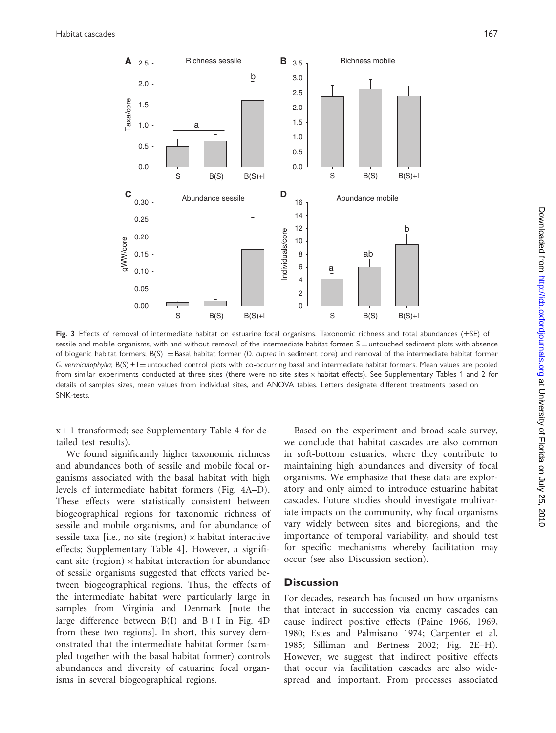Fig. 3 Effects of removal of intermediate habitat on estuarine focal organisms. Taxonomic richness and total abundances (±SE) of sessile and mobile organisms, with and without removal of the intermediate habitat former. S = untouched sediment plots with absence of biogenic habitat formers; B(S) = Basal habitat former (*D. cuprea* in sediment core) and removal of the intermediate habitat former *G. vermiculophylla*; B(S) + I = untouched control plots with co-occurring basal and intermediate habitat formers. Mean values are pooled from similar experiments conducted at three sites (there were no site sites × habitat effects). See Supplementary Tables 1 and 2 for details of samples sizes, mean values from individual sites, and ANOVA tables. Letters designate different treatments based on SNK-tests.

x + 1 transformed; see Supplementary Table 4 for detailed test results).

We found significantly higher taxonomic richness and abundances both of sessile and mobile focal organisms associated with the basal habitat with high levels of intermediate habitat formers (Fig. 4A–D). These effects were statistically consistent between biogeographical regions for taxonomic richness of sessile and mobile organisms, and for abundance of sessile taxa [i.e., no site (region) × habitat interactive effects; Supplementary Table 4]. However, a significant site (region) × habitat interaction for abundance of sessile organisms suggested that effects varied between biogeographical regions. Thus, the effects of the intermediate habitat were particularly large in samples from Virginia and Denmark [note the large difference between B(I) and B + I in Fig. 4D from these two regions]. In short, this survey demonstrated that the intermediate habitat former (sampled together with the basal habitat former) controls abundances and diversity of estuarine focal organisms in several biogeographical regions.

Based on the experiment and broad-scale survey, we conclude that habitat cascades are also common in soft-bottom estuaries, where they contribute to maintaining high abundances and diversity of focal organisms. We emphasize that these data are exploratory and only aimed to introduce estuarine habitat cascades. Future studies should investigate multivariate impacts on the community, why focal organisms vary widely between sites and bioregions, and the importance of temporal variability, and should test for specific mechanisms whereby facilitation may occur (see also Discussion section).

## Discussion

For decades, research has focused on how organisms that interact in succession via enemy cascades can cause indirect positive effects (Paine 1966, 1969, 1980; Estes and Palmisano 1974; Carpenter et al. 1985; Silliman and Bertness 2002; Fig. 2E–H). However, we suggest that indirect positive effects that occur via facilitation cascades are also widespread and important. From processes associated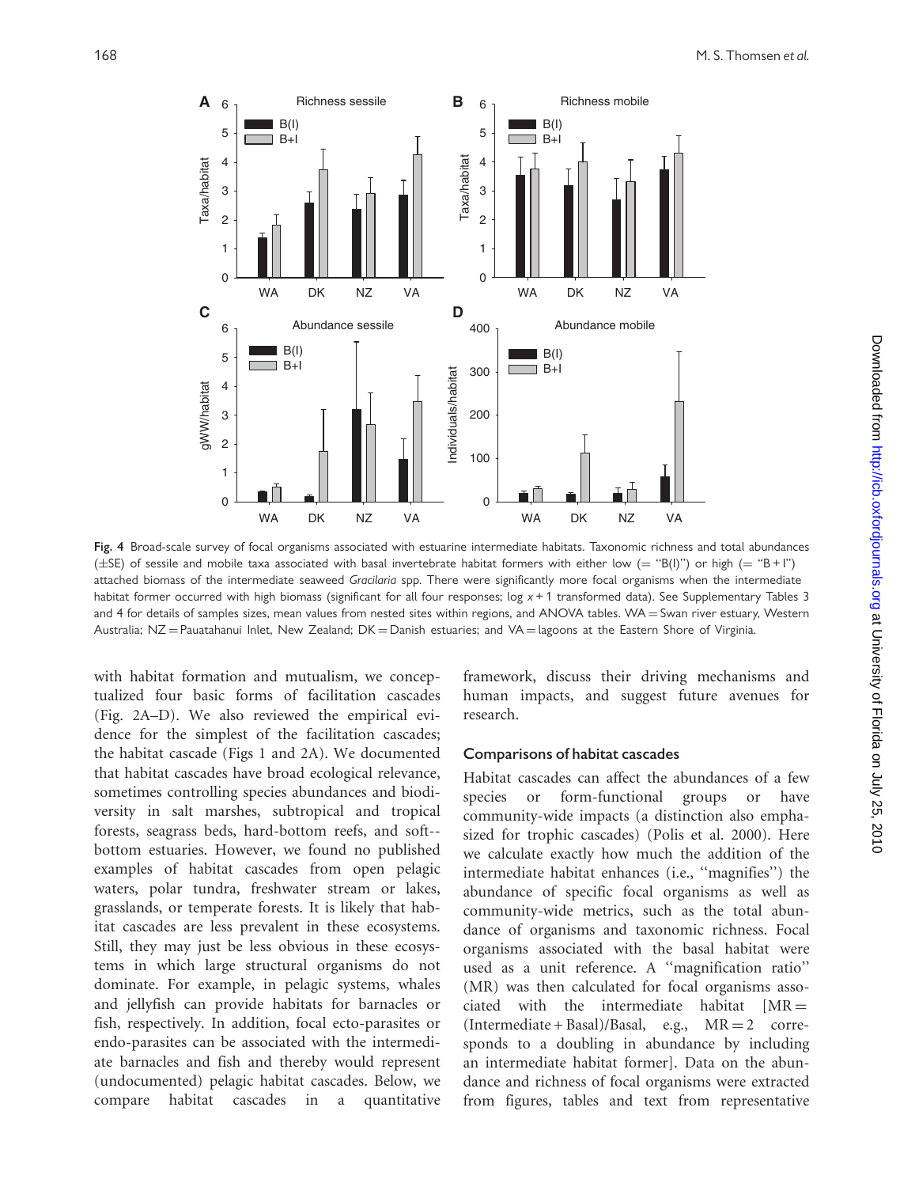Fig. 4 Broad-scale survey of focal organisms associated with estuarine intermediate habitats. Taxonomic richness and total abundances (±SE) of sessile and mobile taxa associated with basal invertebrate habitat formers with either low (= "B(I)") or high (= "B + I") attached biomass of the intermediate seaweed *Gracilaria* spp. There were significantly more focal organisms when the intermediate habitat former occurred with high biomass (significant for all four responses; log $x+1$ transformed data). See Supplementary Tables 3 and 4 for details of samples sizes, mean values from nested sites within regions, and ANOVA tables. WA = Swan river estuary, Western Australia; NZ = Pauatahanui Inlet, New Zealand; DK = Danish estuaries; and VA = lagoons at the Eastern Shore of Virginia.

with habitat formation and mutualism, we conceptualized four basic forms of facilitation cascades (Fig. 2A–D). We also reviewed the empirical evidence for the simplest of the facilitation cascades; the habitat cascade (Figs 1 and 2A). We documented that habitat cascades have broad ecological relevance, sometimes controlling species abundances and biodiversity in salt marshes, subtropical and tropical forests, seagrass beds, hard-bottom reefs, and soft-bottom estuaries. However, we found no published examples of habitat cascades from open pelagic waters, polar tundra, freshwater stream or lakes, grasslands, or temperate forests. It is likely that habitat cascades are less prevalent in these ecosystems. Still, they may just be less obvious in these ecosystems in which large structural organisms do not dominate. For example, in pelagic systems, whales and jellyfish can provide habitats for barnacles or fish, respectively. In addition, focal ecto-parasites or endo-parasites can be associated with the intermediate barnacles and fish and thereby would represent (undocumented) pelagic habitat cascades. Below, we compare habitat cascades in a quantitative framework, discuss their driving mechanisms and human impacts, and suggest future avenues for research.

## Comparisons of habitat cascades

Habitat cascades can affect the abundances of a few species or form-functional groups or have community-wide impacts (a distinction also emphasized for trophic cascades) (Polis et al. 2000). Here we calculate exactly how much the addition of the intermediate habitat enhances (i.e., "magnifies") the abundance of specific focal organisms as well as community-wide metrics, such as the total abundance of organisms and taxonomic richness. Focal organisms associated with the basal habitat were used as a unit reference. A "magnification ratio" (MR) was then calculated for focal organisms associated with the intermediate habitat [MR = (Intermediate + Basal)/Basal, e.g., MR = 2 corresponds to a doubling in abundance by including an intermediate habitat former]. Data on the abundance and richness of focal organisms were extracted from figures, tables and text from representative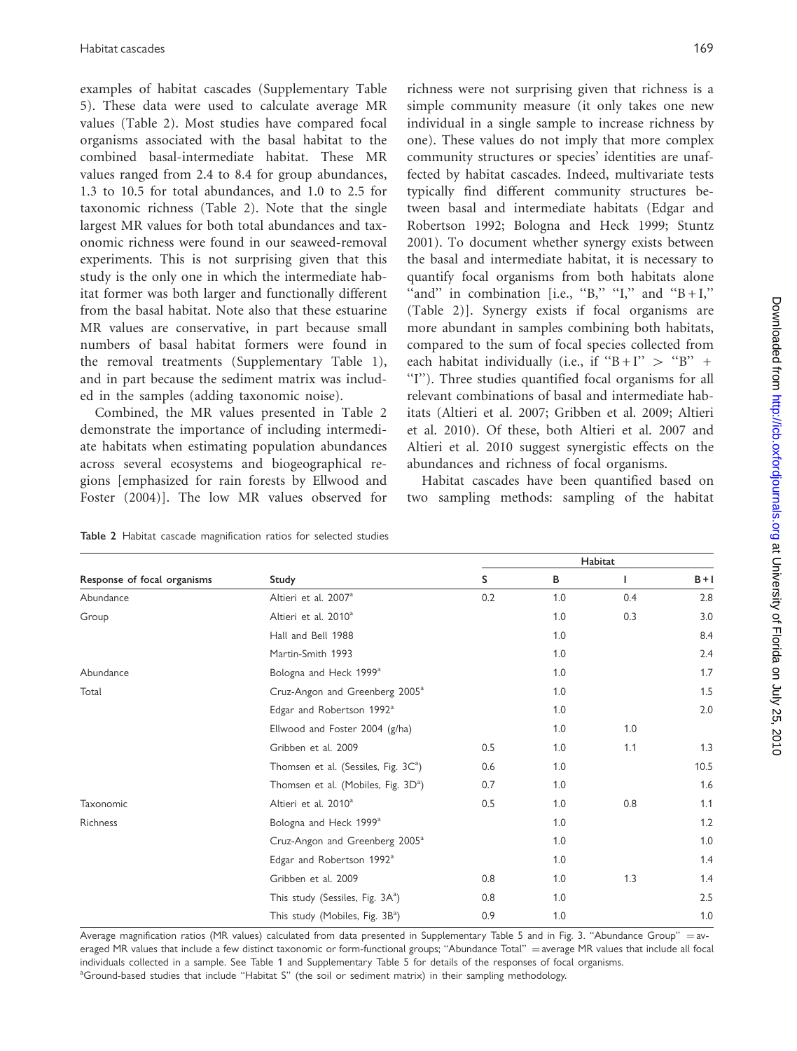examples of habitat cascades (Supplementary Table 5). These data were used to calculate average MR values (Table 2). Most studies have compared focal organisms associated with the basal habitat to the combined basal-intermediate habitat. These MR values ranged from 2.4 to 8.4 for group abundances, 1.3 to 10.5 for total abundances, and 1.0 to 2.5 for taxonomic richness (Table 2). Note that the single largest MR values for both total abundances and taxonomic richness were found in our seaweed-removal experiments. This is not surprising given that this study is the only one in which the intermediate habitat former was both larger and functionally different from the basal habitat. Note also that these estuarine MR values are conservative, in part because small numbers of basal habitat formers were found in the removal treatments (Supplementary Table 1), and in part because the sediment matrix was included in the samples (adding taxonomic noise).

Combined, the MR values presented in Table 2 demonstrate the importance of including intermediate habitats when estimating population abundances across several ecosystems and biogeographical regions [emphasized for rain forests by Ellwood and Foster (2004)]. The low MR values observed for richness were not surprising given that richness is a simple community measure (it only takes one new individual in a single sample to increase richness by one). These values do not imply that more complex community structures or species' identities are unaffected by habitat cascades. Indeed, multivariate tests typically find different community structures between basal and intermediate habitats (Edgar and Robertson 1992; Bologna and Heck 1999; Stuntz 2001). To document whether synergy exists between the basal and intermediate habitat, it is necessary to quantify focal organisms from both habitats alone "and" in combination [i.e., "B," "I," and "B + I," (Table 2)]. Synergy exists if focal organisms are more abundant in samples combining both habitats, compared to the sum of focal species collected from each habitat individually (i.e., if "B + I" > "B" + "I"). Three studies quantified focal organisms for all relevant combinations of basal and intermediate habitats (Altieri et al. 2007; Gribben et al. 2009; Altieri et al. 2010). Of these, both Altieri et al. 2007 and Altieri et al. 2010 suggest synergistic effects on the abundances and richness of focal organisms.

Habitat cascades have been quantified based on two sampling methods: sampling of the habitat

**Table 2** Habitat cascade magnification ratios for selected studies

| Response of focal organisms | Study | Habitat | | | |
|---|---|---|---|---|---|
| | | S | B | I | B + I |
| Abundance Group | Altieri et al. 2007[a] | 0.2 | 1.0 | 0.4 | 2.8 |
| | Altieri et al. 2010[a] | | 1.0 | 0.3 | 3.0 |
| | Hall and Bell 1988 | | 1.0 | | 8.4 |
| | Martin-Smith 1993 | | 1.0 | | 2.4 |
| Abundance Total | Bologna and Heck 1999[a] | | 1.0 | | 1.7 |
| | Cruz-Angon and Greenberg 2005[a] | | 1.0 | | 1.5 |
| | Edgar and Robertson 1992[a] | | 1.0 | | 2.0 |
| | Ellwood and Foster 2004 (g/ha) | | 1.0 | 1.0 | |
| | Gribben et al. 2009 | 0.5 | 1.0 | 1.1 | 1.3 |
| | Thomsen et al. (Sessiles, Fig. 3C[a]) | 0.6 | 1.0 | | 10.5 |
| | Thomsen et al. (Mobiles, Fig. 3D[a]) | 0.7 | 1.0 | | 1.6 |
| Taxonomic Richness | Altieri et al. 2010[a] | 0.5 | 1.0 | 0.8 | 1.1 |
| | Bologna and Heck 1999[a] | | 1.0 | | 1.2 |
| | Cruz-Angon and Greenberg 2005[a] | | 1.0 | | 1.0 |
| | Edgar and Robertson 1992[a] | | 1.0 | | 1.4 |
| | Gribben et al. 2009 | 0.8 | 1.0 | 1.3 | 1.4 |
| | This study (Sessiles, Fig. 3A[a]) | 0.8 | 1.0 | | 2.5 |
| | This study (Mobiles, Fig. 3B[a]) | 0.9 | 1.0 | | 1.0 |

Average magnification ratios (MR values) calculated from data presented in Supplementary Table 5 and in Fig. 3. "Abundance Group" = averaged MR values that include a few distinct taxonomic or form-functional groups; "Abundance Total" = average MR values that include all focal individuals collected in a sample. See Table 1 and Supplementary Table 5 for details of the responses of focal organisms.
[a]Ground-based studies that include "Habitat S" (the soil or sediment matrix) in their sampling methodology.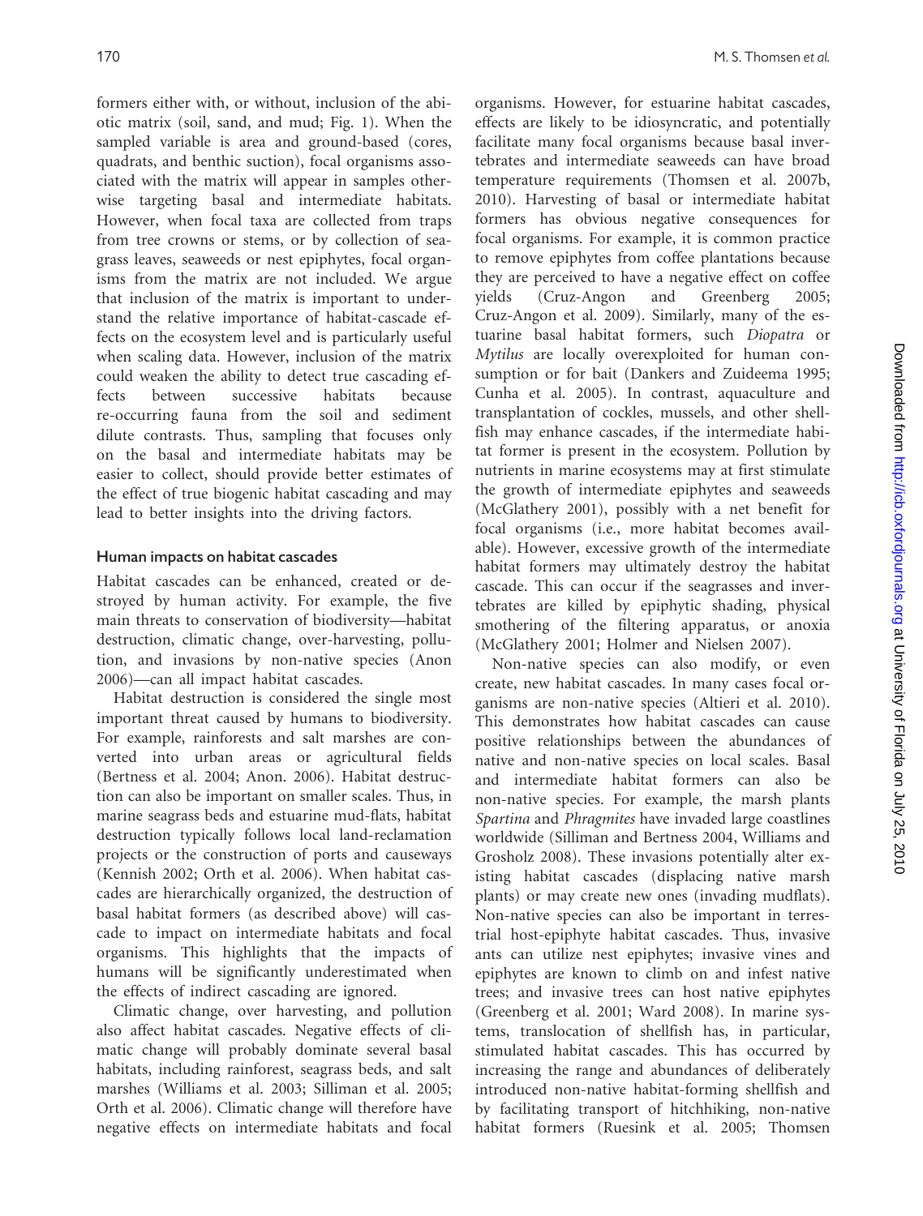formers either with, or without, inclusion of the abiotic matrix (soil, sand, and mud; Fig. 1). When the sampled variable is area and ground-based (cores, quadrats, and benthic suction), focal organisms associated with the matrix will appear in samples otherwise targeting basal and intermediate habitats. However, when focal taxa are collected from traps from tree crowns or stems, or by collection of seagrass leaves, seaweeds or nest epiphytes, focal organisms from the matrix are not included. We argue that inclusion of the matrix is important to understand the relative importance of habitat-cascade effects on the ecosystem level and is particularly useful when scaling data. However, inclusion of the matrix could weaken the ability to detect true cascading effects between successive habitats because re-occurring fauna from the soil and sediment dilute contrasts. Thus, sampling that focuses only on the basal and intermediate habitats may be easier to collect, should provide better estimates of the effect of true biogenic habitat cascading and may lead to better insights into the driving factors.

## Human impacts on habitat cascades

Habitat cascades can be enhanced, created or destroyed by human activity. For example, the five main threats to conservation of biodiversity—habitat destruction, climatic change, over-harvesting, pollution, and invasions by non-native species (Anon 2006)—can all impact habitat cascades.

Habitat destruction is considered the single most important threat caused by humans to biodiversity. For example, rainforests and salt marshes are converted into urban areas or agricultural fields (Bertness et al. 2004; Anon. 2006). Habitat destruction can also be important on smaller scales. Thus, in marine seagrass beds and estuarine mud-flats, habitat destruction typically follows local land-reclamation projects or the construction of ports and causeways (Kennish 2002; Orth et al. 2006). When habitat cascades are hierarchically organized, the destruction of basal habitat formers (as described above) will cascade to impact on intermediate habitats and focal organisms. This highlights that the impacts of humans will be significantly underestimated when the effects of indirect cascading are ignored.

Climatic change, over harvesting, and pollution also affect habitat cascades. Negative effects of climatic change will probably dominate several basal habitats, including rainforest, seagrass beds, and salt marshes (Williams et al. 2003; Silliman et al. 2005; Orth et al. 2006). Climatic change will therefore have negative effects on intermediate habitats and focal organisms. However, for estuarine habitat cascades, effects are likely to be idiosyncratic, and potentially facilitate many focal organisms because basal invertebrates and intermediate seaweeds can have broad temperature requirements (Thomsen et al. 2007b, 2010). Harvesting of basal or intermediate habitat formers has obvious negative consequences for focal organisms. For example, it is common practice to remove epiphytes from coffee plantations because they are perceived to have a negative effect on coffee yields (Cruz-Angon and Greenberg 2005; Cruz-Angon et al. 2009). Similarly, many of the estuarine basal habitat formers, such *Diopatra* or *Mytilus* are locally overexploited for human consumption or for bait (Dankers and Zuideema 1995; Cunha et al. 2005). In contrast, aquaculture and transplantation of cockles, mussels, and other shellfish may enhance cascades, if the intermediate habitat former is present in the ecosystem. Pollution by nutrients in marine ecosystems may at first stimulate the growth of intermediate epiphytes and seaweeds (McGlathery 2001), possibly with a net benefit for focal organisms (i.e., more habitat becomes available). However, excessive growth of the intermediate habitat formers may ultimately destroy the habitat cascade. This can occur if the seagrasses and invertebrates are killed by epiphytic shading, physical smothering of the filtering apparatus, or anoxia (McGlathery 2001; Holmer and Nielsen 2007).

Non-native species can also modify, or even create, new habitat cascades. In many cases focal organisms are non-native species (Altieri et al. 2010). This demonstrates how habitat cascades can cause positive relationships between the abundances of native and non-native species on local scales. Basal and intermediate habitat formers can also be non-native species. For example, the marsh plants *Spartina* and *Phragmites* have invaded large coastlines worldwide (Silliman and Bertness 2004, Williams and Grosholz 2008). These invasions potentially alter existing habitat cascades (displacing native marsh plants) or may create new ones (invading mudflats). Non-native species can also be important in terrestrial host-epiphyte habitat cascades. Thus, invasive ants can utilize nest epiphytes; invasive vines and epiphytes are known to climb on and infest native trees; and invasive trees can host native epiphytes (Greenberg et al. 2001; Ward 2008). In marine systems, translocation of shellfish has, in particular, stimulated habitat cascades. This has occurred by increasing the range and abundances of deliberately introduced non-native habitat-forming shellfish and by facilitating transport of hitchhiking, non-native habitat formers (Ruesink et al. 2005; Thomsen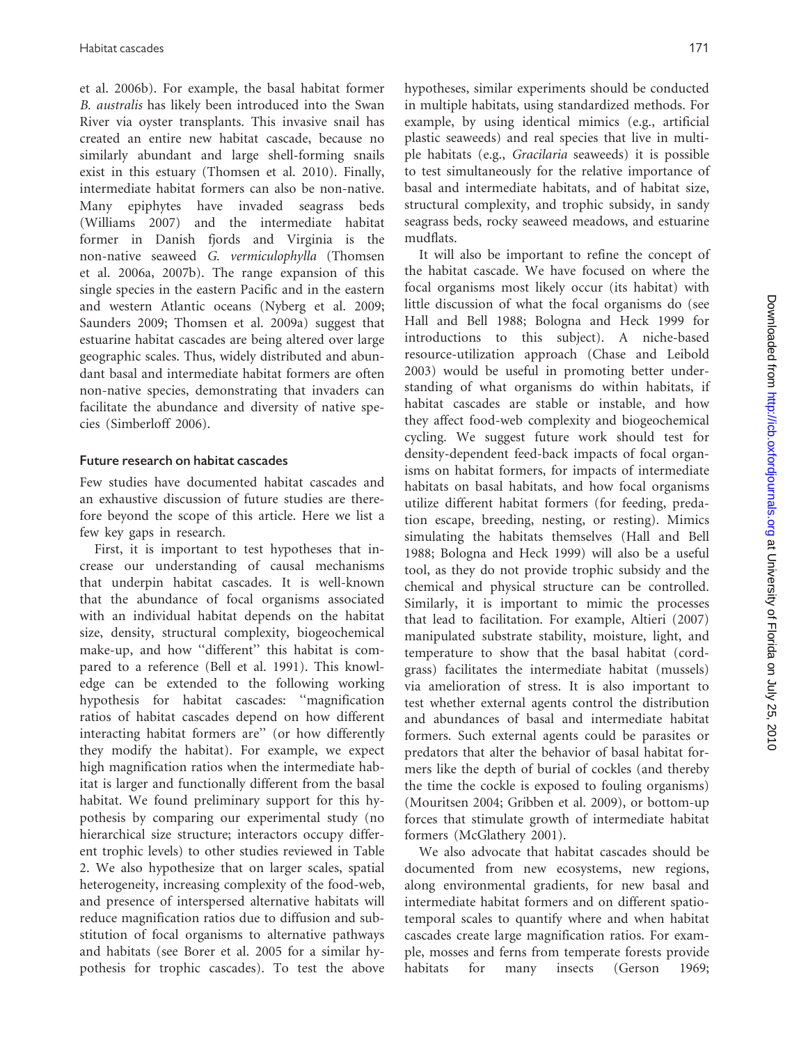et al. 2006b). For example, the basal habitat former *B. australis* has likely been introduced into the Swan River via oyster transplants. This invasive snail has created an entire new habitat cascade, because no similarly abundant and large shell-forming snails exist in this estuary (Thomsen et al. 2010). Finally, intermediate habitat formers can also be non-native. Many epiphytes have invaded seagrass beds (Williams 2007) and the intermediate habitat former in Danish fjords and Virginia is the non-native seaweed *G. vermiculophylla* (Thomsen et al. 2006a, 2007b). The range expansion of this single species in the eastern Pacific and in the eastern and western Atlantic oceans (Nyberg et al. 2009; Saunders 2009; Thomsen et al. 2009a) suggest that estuarine habitat cascades are being altered over large geographic scales. Thus, widely distributed and abundant basal and intermediate habitat formers are often non-native species, demonstrating that invaders can facilitate the abundance and diversity of native species (Simberloff 2006).

## Future research on habitat cascades

Few studies have documented habitat cascades and an exhaustive discussion of future studies are therefore beyond the scope of this article. Here we list a few key gaps in research.

First, it is important to test hypotheses that increase our understanding of causal mechanisms that underpin habitat cascades. It is well-known that the abundance of focal organisms associated with an individual habitat depends on the habitat size, density, structural complexity, biogeochemical make-up, and how "different" this habitat is compared to a reference (Bell et al. 1991). This knowledge can be extended to the following working hypothesis for habitat cascades: "magnification ratios of habitat cascades depend on how different interacting habitat formers are" (or how differently they modify the habitat). For example, we expect high magnification ratios when the intermediate habitat is larger and functionally different from the basal habitat. We found preliminary support for this hypothesis by comparing our experimental study (no hierarchical size structure; interactors occupy different trophic levels) to other studies reviewed in Table 2. We also hypothesize that on larger scales, spatial heterogeneity, increasing complexity of the food-web, and presence of interspersed alternative habitats will reduce magnification ratios due to diffusion and substitution of focal organisms to alternative pathways and habitats (see Borer et al. 2005 for a similar hypothesis for trophic cascades). To test the above hypotheses, similar experiments should be conducted in multiple habitats, using standardized methods. For example, by using identical mimics (e.g., artificial plastic seaweeds) and real species that live in multiple habitats (e.g., *Gracilaria* seaweeds) it is possible to test simultaneously for the relative importance of basal and intermediate habitats, and of habitat size, structural complexity, and trophic subsidy, in sandy seagrass beds, rocky seaweed meadows, and estuarine mudflats.

It will also be important to refine the concept of the habitat cascade. We have focused on where the focal organisms most likely occur (its habitat) with little discussion of what the focal organisms do (see Hall and Bell 1988; Bologna and Heck 1999 for introductions to this subject). A niche-based resource-utilization approach (Chase and Leibold 2003) would be useful in promoting better understanding of what organisms do within habitats, if habitat cascades are stable or instable, and how they affect food-web complexity and biogeochemical cycling. We suggest future work should test for density-dependent feed-back impacts of focal organisms on habitat formers, for impacts of intermediate habitats on basal habitats, and how focal organisms utilize different habitat formers (for feeding, predation escape, breeding, nesting, or resting). Mimics simulating the habitats themselves (Hall and Bell 1988; Bologna and Heck 1999) will also be a useful tool, as they do not provide trophic subsidy and the chemical and physical structure can be controlled. Similarly, it is important to mimic the processes that lead to facilitation. For example, Altieri (2007) manipulated substrate stability, moisture, light, and temperature to show that the basal habitat (cordgrass) facilitates the intermediate habitat (mussels) via amelioration of stress. It is also important to test whether external agents control the distribution and abundances of basal and intermediate habitat formers. Such external agents could be parasites or predators that alter the behavior of basal habitat formers like the depth of burial of cockles (and thereby the time the cockle is exposed to fouling organisms) (Mouritsen 2004; Gribben et al. 2009), or bottom-up forces that stimulate growth of intermediate habitat formers (McGlathery 2001).

We also advocate that habitat cascades should be documented from new ecosystems, new regions, along environmental gradients, for new basal and intermediate habitat formers and on different spatio-temporal scales to quantify where and when habitat cascades create large magnification ratios. For example, mosses and ferns from temperate forests provide habitats for many insects (Gerson 1969;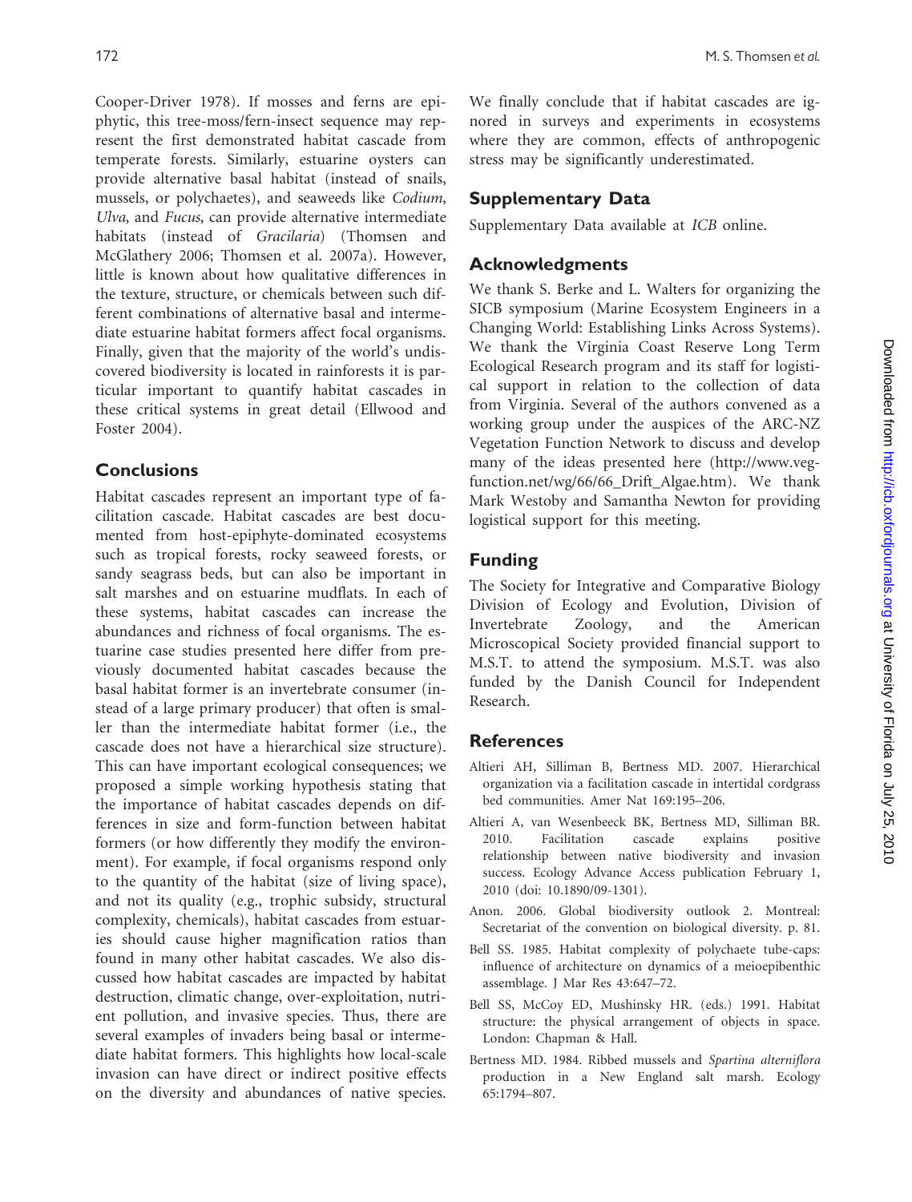Cooper-Driver 1978). If mosses and ferns are epiphytic, this tree-moss/fern-insect sequence may represent the first demonstrated habitat cascade from temperate forests. Similarly, estuarine oysters can provide alternative basal habitat (instead of snails, mussels, or polychaetes), and seaweeds like *Codium*, *Ulva*, and *Fucus*, can provide alternative intermediate habitats (instead of *Gracilaria*) (Thomsen and McGlathery 2006; Thomsen et al. 2007a). However, little is known about how qualitative differences in the texture, structure, or chemicals between such different combinations of alternative basal and intermediate estuarine habitat formers affect focal organisms. Finally, given that the majority of the world's undiscovered biodiversity is located in rainforests it is particular important to quantify habitat cascades in these critical systems in great detail (Ellwood and Foster 2004).

## Conclusions

Habitat cascades represent an important type of facilitation cascade. Habitat cascades are best documented from host-epiphyte-dominated ecosystems such as tropical forests, rocky seaweed forests, or sandy seagrass beds, but can also be important in salt marshes and on estuarine mudflats. In each of these systems, habitat cascades can increase the abundances and richness of focal organisms. The estuarine case studies presented here differ from previously documented habitat cascades because the basal habitat former is an invertebrate consumer (instead of a large primary producer) that often is smaller than the intermediate habitat former (i.e., the cascade does not have a hierarchical size structure). This can have important ecological consequences; we proposed a simple working hypothesis stating that the importance of habitat cascades depends on differences in size and form-function between habitat formers (or how differently they modify the environment). For example, if focal organisms respond only to the quantity of the habitat (size of living space), and not its quality (e.g., trophic subsidy, structural complexity, chemicals), habitat cascades from estuaries should cause higher magnification ratios than found in many other habitat cascades. We also discussed how habitat cascades are impacted by habitat destruction, climatic change, over-exploitation, nutrient pollution, and invasive species. Thus, there are several examples of invaders being basal or intermediate habitat formers. This highlights how local-scale invasion can have direct or indirect positive effects on the diversity and abundances of native species. We finally conclude that if habitat cascades are ignored in surveys and experiments in ecosystems where they are common, effects of anthropogenic stress may be significantly underestimated.

## Supplementary Data

Supplementary Data available at *ICB* online.

## Acknowledgments

We thank S. Berke and L. Walters for organizing the SICB symposium (Marine Ecosystem Engineers in a Changing World: Establishing Links Across Systems). We thank the Virginia Coast Reserve Long Term Ecological Research program and its staff for logistical support in relation to the collection of data from Virginia. Several of the authors convened as a working group under the auspices of the ARC-NZ Vegetation Function Network to discuss and develop many of the ideas presented here (http://www.veg-function.net/wg/66/66_Drift_Algae.htm). We thank Mark Westoby and Samantha Newton for providing logistical support for this meeting.

## Funding

The Society for Integrative and Comparative Biology Division of Ecology and Evolution, Division of Invertebrate Zoology, and the American Microscopical Society provided financial support to M.S.T. to attend the symposium. M.S.T. was also funded by the Danish Council for Independent Research.

## References

Altieri AH, Silliman B, Bertness MD. 2007. Hierarchical organization via a facilitation cascade in intertidal cordgrass bed communities. Amer Nat 169:195–206.

Altieri A, van Wesenbeeck BK, Bertness MD, Silliman BR. 2010. Facilitation cascade explains positive relationship between native biodiversity and invasion success. Ecology Advance Access publication February 1, 2010 (doi: 10.1890/09-1301).

Anon. 2006. Global biodiversity outlook 2. Montreal: Secretariat of the convention on biological diversity. p. 81.

Bell SS. 1985. Habitat complexity of polychaete tube-caps: influence of architecture on dynamics of a meioepibenthic assemblage. J Mar Res 43:647–72.

Bell SS, McCoy ED, Mushinsky HR. (eds.) 1991. Habitat structure: the physical arrangement of objects in space. London: Chapman & Hall.

Bertness MD. 1984. Ribbed mussels and *Spartina alterniflora* production in a New England salt marsh. Ecology 65:1794–807.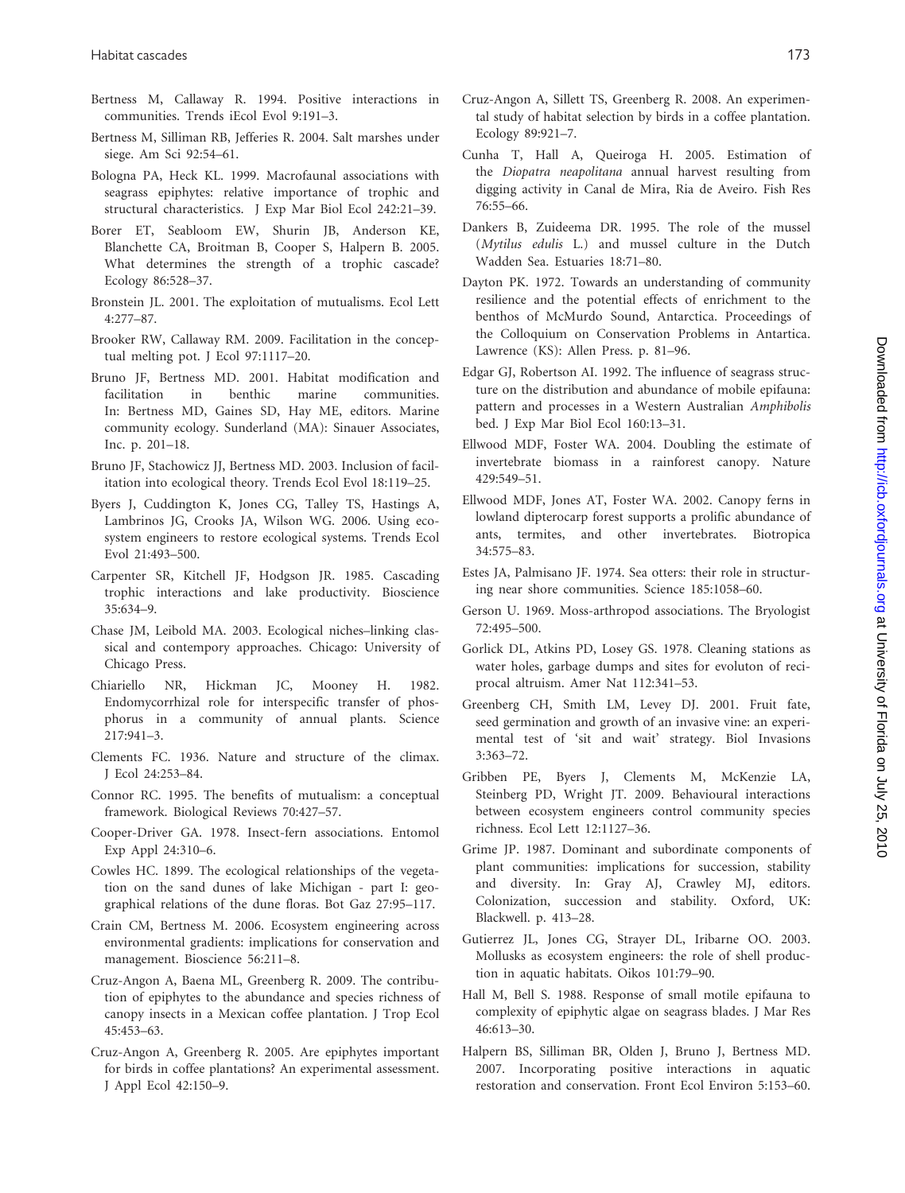Bertness M, Callaway R. 1994. Positive interactions in communities. Trends iEcol Evol 9:191–3.

Bertness M, Silliman RB, Jefferies R. 2004. Salt marshes under siege. Am Sci 92:54–61.

Bologna PA, Heck KL. 1999. Macrofaunal associations with seagrass epiphytes: relative importance of trophic and structural characteristics. J Exp Mar Biol Ecol 242:21–39.

Borer ET, Seabloom EW, Shurin JB, Anderson KE, Blanchette CA, Broitman B, Cooper S, Halpern B. 2005. What determines the strength of a trophic cascade? Ecology 86:528–37.

Bronstein JL. 2001. The exploitation of mutualisms. Ecol Lett 4:277–87.

Brooker RW, Callaway RM. 2009. Facilitation in the conceptual melting pot. J Ecol 97:1117–20.

Bruno JF, Bertness MD. 2001. Habitat modification and facilitation in benthic marine communities. In: Bertness MD, Gaines SD, Hay ME, editors. Marine community ecology. Sunderland (MA): Sinauer Associates, Inc. p. 201–18.

Bruno JF, Stachowicz JJ, Bertness MD. 2003. Inclusion of facilitation into ecological theory. Trends Ecol Evol 18:119–25.

Byers J, Cuddington K, Jones CG, Talley TS, Hastings A, Lambrinos JG, Crooks JA, Wilson WG. 2006. Using ecosystem engineers to restore ecological systems. Trends Ecol Evol 21:493–500.

Carpenter SR, Kitchell JF, Hodgson JR. 1985. Cascading trophic interactions and lake productivity. Bioscience 35:634–9.

Chase JM, Leibold MA. 2003. Ecological niches–linking classical and contempory approaches. Chicago: University of Chicago Press.

Chiariello NR, Hickman JC, Mooney H. 1982. Endomycorrhizal role for interspecific transfer of phosphorus in a community of annual plants. Science 217:941–3.

Clements FC. 1936. Nature and structure of the climax. J Ecol 24:253–84.

Connor RC. 1995. The benefits of mutualism: a conceptual framework. Biological Reviews 70:427–57.

Cooper-Driver GA. 1978. Insect-fern associations. Entomol Exp Appl 24:310–6.

Cowles HC. 1899. The ecological relationships of the vegetation on the sand dunes of lake Michigan - part I: geographical relations of the dune floras. Bot Gaz 27:95–117.

Crain CM, Bertness M. 2006. Ecosystem engineering across environmental gradients: implications for conservation and management. Bioscience 56:211–8.

Cruz-Angon A, Baena ML, Greenberg R. 2009. The contribution of epiphytes to the abundance and species richness of canopy insects in a Mexican coffee plantation. J Trop Ecol 45:453–63.

Cruz-Angon A, Greenberg R. 2005. Are epiphytes important for birds in coffee plantations? An experimental assessment. J Appl Ecol 42:150–9.

Cruz-Angon A, Sillett TS, Greenberg R. 2008. An experimental study of habitat selection by birds in a coffee plantation. Ecology 89:921–7.

Cunha T, Hall A, Queiroga H. 2005. Estimation of the *Diopatra neapolitana* annual harvest resulting from digging activity in Canal de Mira, Ria de Aveiro. Fish Res 76:55–66.

Dankers B, Zuideema DR. 1995. The role of the mussel (*Mytilus edulis* L.) and mussel culture in the Dutch Wadden Sea. Estuaries 18:71–80.

Dayton PK. 1972. Towards an understanding of community resilience and the potential effects of enrichment to the benthos of McMurdo Sound, Antarctica. Proceedings of the Colloquium on Conservation Problems in Antartica. Lawrence (KS): Allen Press. p. 81–96.

Edgar GJ, Robertson AI. 1992. The influence of seagrass structure on the distribution and abundance of mobile epifauna: pattern and processes in a Western Australian *Amphibolis* bed. J Exp Mar Biol Ecol 160:13–31.

Ellwood MDF, Foster WA. 2004. Doubling the estimate of invertebrate biomass in a rainforest canopy. Nature 429:549–51.

Ellwood MDF, Jones AT, Foster WA. 2002. Canopy ferns in lowland dipterocarp forest supports a prolific abundance of ants, termites, and other invertebrates. Biotropica 34:575–83.

Estes JA, Palmisano JF. 1974. Sea otters: their role in structuring near shore communities. Science 185:1058–60.

Gerson U. 1969. Moss-arthropod associations. The Bryologist 72:495–500.

Gorlick DL, Atkins PD, Losey GS. 1978. Cleaning stations as water holes, garbage dumps and sites for evoluton of reciprocal altruism. Amer Nat 112:341–53.

Greenberg CH, Smith LM, Levey DJ. 2001. Fruit fate, seed germination and growth of an invasive vine: an experimental test of 'sit and wait' strategy. Biol Invasions 3:363–72.

Gribben PE, Byers J, Clements M, McKenzie LA, Steinberg PD, Wright JT. 2009. Behavioural interactions between ecosystem engineers control community species richness. Ecol Lett 12:1127–36.

Grime JP. 1987. Dominant and subordinate components of plant communities: implications for succession, stability and diversity. In: Gray AJ, Crawley MJ, editors. Colonization, succession and stability. Oxford, UK: Blackwell. p. 413–28.

Gutierrez JL, Jones CG, Strayer DL, Iribarne OO. 2003. Mollusks as ecosystem engineers: the role of shell production in aquatic habitats. Oikos 101:79–90.

Hall M, Bell S. 1988. Response of small motile epifauna to complexity of epiphytic algae on seagrass blades. J Mar Res 46:613–30.

Halpern BS, Silliman BR, Olden J, Bruno J, Bertness MD. 2007. Incorporating positive interactions in aquatic restoration and conservation. Front Ecol Environ 5:153–60.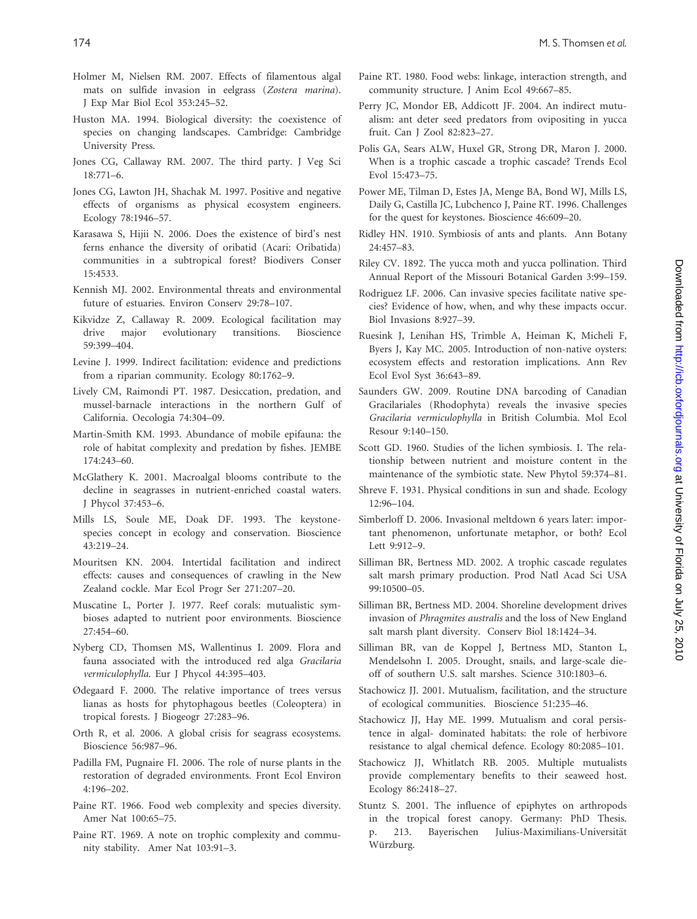Holmer M, Nielsen RM. 2007. Effects of filamentous algal mats on sulfide invasion in eelgrass (*Zostera marina*). J Exp Mar Biol Ecol 353:245–52.

Huston MA. 1994. Biological diversity: the coexistence of species on changing landscapes. Cambridge: Cambridge University Press.

Jones CG, Callaway RM. 2007. The third party. J Veg Sci 18:771–6.

Jones CG, Lawton JH, Shachak M. 1997. Positive and negative effects of organisms as physical ecosystem engineers. Ecology 78:1946–57.

Karasawa S, Hijii N. 2006. Does the existence of bird's nest ferns enhance the diversity of oribatid (Acari: Oribatida) communities in a subtropical forest? Biodivers Conser 15:4533.

Kennish MJ. 2002. Environmental threats and environmental future of estuaries. Environ Conserv 29:78–107.

Kikvidze Z, Callaway R. 2009. Ecological facilitation may drive major evolutionary transitions. Bioscience 59:399–404.

Levine J. 1999. Indirect facilitation: evidence and predictions from a riparian community. Ecology 80:1762–9.

Lively CM, Raimondi PT. 1987. Desiccation, predation, and mussel-barnacle interactions in the northern Gulf of California. Oecologia 74:304–09.

Martin-Smith KM. 1993. Abundance of mobile epifauna: the role of habitat complexity and predation by fishes. JEMBE 174:243–60.

McGlathery K. 2001. Macroalgal blooms contribute to the decline in seagrasses in nutrient-enriched coastal waters. J Phycol 37:453–6.

Mills LS, Soule ME, Doak DF. 1993. The keystone-species concept in ecology and conservation. Bioscience 43:219–24.

Mouritsen KN. 2004. Intertidal facilitation and indirect effects: causes and consequences of crawling in the New Zealand cockle. Mar Ecol Progr Ser 271:207–20.

Muscatine L, Porter J. 1977. Reef corals: mutualistic symbioses adapted to nutrient poor environments. Bioscience 27:454–60.

Nyberg CD, Thomsen MS, Wallentinus I. 2009. Flora and fauna associated with the introduced red alga *Gracilaria vermiculophylla*. Eur J Phycol 44:395–403.

Ødegaard F. 2000. The relative importance of trees versus lianas as hosts for phytophagous beetles (Coleoptera) in tropical forests. J Biogeogr 27:283–96.

Orth R, et al. 2006. A global crisis for seagrass ecosystems. Bioscience 56:987–96.

Padilla FM, Pugnaire FI. 2006. The role of nurse plants in the restoration of degraded environments. Front Ecol Environ 4:196–202.

Paine RT. 1966. Food web complexity and species diversity. Amer Nat 100:65–75.

Paine RT. 1969. A note on trophic complexity and community stability. Amer Nat 103:91–3.

Paine RT. 1980. Food webs: linkage, interaction strength, and community structure. J Anim Ecol 49:667–85.

Perry JC, Mondor EB, Addicott JF. 2004. An indirect mutualism: ant deter seed predators from ovipositing in yucca fruit. Can J Zool 82:823–27.

Polis GA, Sears ALW, Huxel GR, Strong DR, Maron J. 2000. When is a trophic cascade a trophic cascade? Trends Ecol Evol 15:473–75.

Power ME, Tilman D, Estes JA, Menge BA, Bond WJ, Mills LS, Daily G, Castilla JC, Lubchenco J, Paine RT. 1996. Challenges for the quest for keystones. Bioscience 46:609–20.

Ridley HN. 1910. Symbiosis of ants and plants. Ann Botany 24:457–83.

Riley CV. 1892. The yucca moth and yucca pollination. Third Annual Report of the Missouri Botanical Garden 3:99–159.

Rodriguez LF. 2006. Can invasive species facilitate native species? Evidence of how, when, and why these impacts occur. Biol Invasions 8:927–39.

Ruesink J, Lenihan HS, Trimble A, Heiman K, Micheli F, Byers J, Kay MC. 2005. Introduction of non-native oysters: ecosystem effects and restoration implications. Ann Rev Ecol Evol Syst 36:643–89.

Saunders GW. 2009. Routine DNA barcoding of Canadian Gracilariales (Rhodophyta) reveals the invasive species *Gracilaria vermiculophylla* in British Columbia. Mol Ecol Resour 9:140–150.

Scott GD. 1960. Studies of the lichen symbiosis. I. The relationship between nutrient and moisture content in the maintenance of the symbiotic state. New Phytol 59:374–81.

Shreve F. 1931. Physical conditions in sun and shade. Ecology 12:96–104.

Simberloff D. 2006. Invasional meltdown 6 years later: important phenomenon, unfortunate metaphor, or both? Ecol Lett 9:912–9.

Silliman BR, Bertness MD. 2002. A trophic cascade regulates salt marsh primary production. Prod Natl Acad Sci USA 99:10500–05.

Silliman BR, Bertness MD. 2004. Shoreline development drives invasion of *Phragmites australis* and the loss of New England salt marsh plant diversity. Conserv Biol 18:1424–34.

Silliman BR, van de Koppel J, Bertness MD, Stanton L, Mendelsohn I. 2005. Drought, snails, and large-scale die-off of southern U.S. salt marshes. Science 310:1803–6.

Stachowicz JJ. 2001. Mutualism, facilitation, and the structure of ecological communities. Bioscience 51:235–46.

Stachowicz JJ, Hay ME. 1999. Mutualism and coral persistence in algal- dominated habitats: the role of herbivore resistance to algal chemical defence. Ecology 80:2085–101.

Stachowicz JJ, Whitlatch RB. 2005. Multiple mutualists provide complementary benefits to their seaweed host. Ecology 86:2418–27.

Stuntz S. 2001. The influence of epiphytes on arthropods in the tropical forest canopy. Germany: PhD Thesis. p. 213. Bayerischen Julius-Maximilians-Universität Würzburg.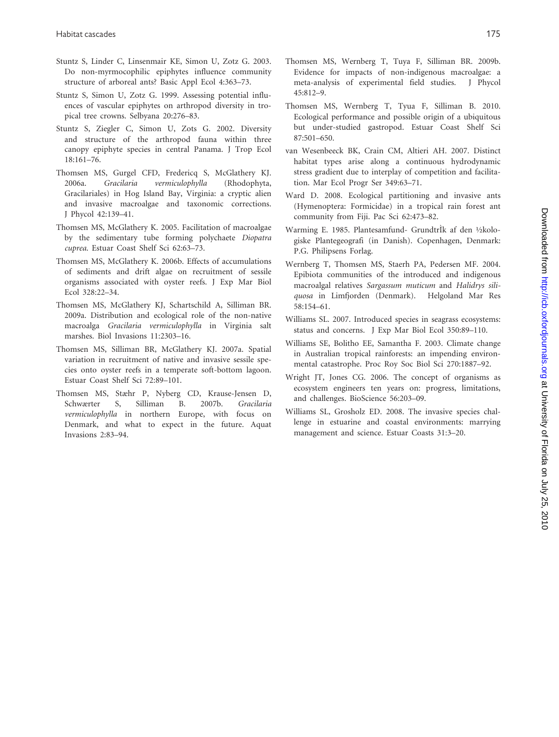Stuntz S, Linder C, Linsenmair KE, Simon U, Zotz G. 2003. Do non-myrmocophilic epiphytes influence community structure of arboreal ants? Basic Appl Ecol 4:363–73.

Stuntz S, Simon U, Zotz G. 1999. Assessing potential influences of vascular epiphytes on arthropod diversity in tropical tree crowns. Selbyana 20:276–83.

Stuntz S, Ziegler C, Simon U, Zots G. 2002. Diversity and structure of the arthropod fauna within three canopy epiphyte species in central Panama. J Trop Ecol 18:161–76.

Thomsen MS, Gurgel CFD, Fredericq S, McGlathery KJ. 2006a. *Gracilaria vermiculophylla* (Rhodophyta, Gracilariales) in Hog Island Bay, Virginia: a cryptic alien and invasive macroalgae and taxonomic corrections. J Phycol 42:139–41.

Thomsen MS, McGlathery K. 2005. Facilitation of macroalgae by the sedimentary tube forming polychaete *Diopatra cuprea*. Estuar Coast Shelf Sci 62:63–73.

Thomsen MS, McGlathery K. 2006b. Effects of accumulations of sediments and drift algae on recruitment of sessile organisms associated with oyster reefs. J Exp Mar Biol Ecol 328:22–34.

Thomsen MS, McGlathery KJ, Schartschild A, Silliman BR. 2009a. Distribution and ecological role of the non-native macroalga *Gracilaria vermiculophylla* in Virginia salt marshes. Biol Invasions 11:2303–16.

Thomsen MS, Silliman BR, McGlathery KJ. 2007a. Spatial variation in recruitment of native and invasive sessile species onto oyster reefs in a temperate soft-bottom lagoon. Estuar Coast Shelf Sci 72:89–101.

Thomsen MS, Stæhr P, Nyberg CD, Krause-Jensen D, Schwærter S, Silliman B. 2007b. *Gracilaria vermiculophylla* in northern Europe, with focus on Denmark, and what to expect in the future. Aquat Invasions 2:83–94.

Thomsen MS, Wernberg T, Tuya F, Silliman BR. 2009b. Evidence for impacts of non-indigenous macroalgae: a meta-analysis of experimental field studies. J Phycol 45:812–9.

Thomsen MS, Wernberg T, Tyua F, Silliman B. 2010. Ecological performance and possible origin of a ubiquitous but under-studied gastropod. Estuar Coast Shelf Sci 87:501–650.

van Wesenbeeck BK, Crain CM, Altieri AH. 2007. Distinct habitat types arise along a continuous hydrodynamic stress gradient due to interplay of competition and facilitation. Mar Ecol Progr Ser 349:63–71.

Ward D. 2008. Ecological partitioning and invasive ants (Hymenoptera: Formicidae) in a tropical rain forest ant community from Fiji. Pac Sci 62:473–82.

Warming E. 1985. Plantesamfund- GrundtrÌk af den ½kologiske Plantegeografi (in Danish). Copenhagen, Denmark: P.G. Philipsens Forlag.

Wernberg T, Thomsen MS, Staerh PA, Pedersen MF. 2004. Epibiota communities of the introduced and indigenous macroalgal relatives *Sargassum muticum* and *Halidrys siliquosa* in Limfjorden (Denmark). Helgoland Mar Res 58:154–61.

Williams SL. 2007. Introduced species in seagrass ecosystems: status and concerns. J Exp Mar Biol Ecol 350:89–110.

Williams SE, Bolitho EE, Samantha F. 2003. Climate change in Australian tropical rainforests: an impending environmental catastrophe. Proc Roy Soc Biol Sci 270:1887–92.

Wright JT, Jones CG. 2006. The concept of organisms as ecosystem engineers ten years on: progress, limitations, and challenges. BioScience 56:203–09.

Williams SL, Grosholz ED. 2008. The invasive species challenge in estuarine and coastal environments: marrying management and science. Estuar Coasts 31:3–20.